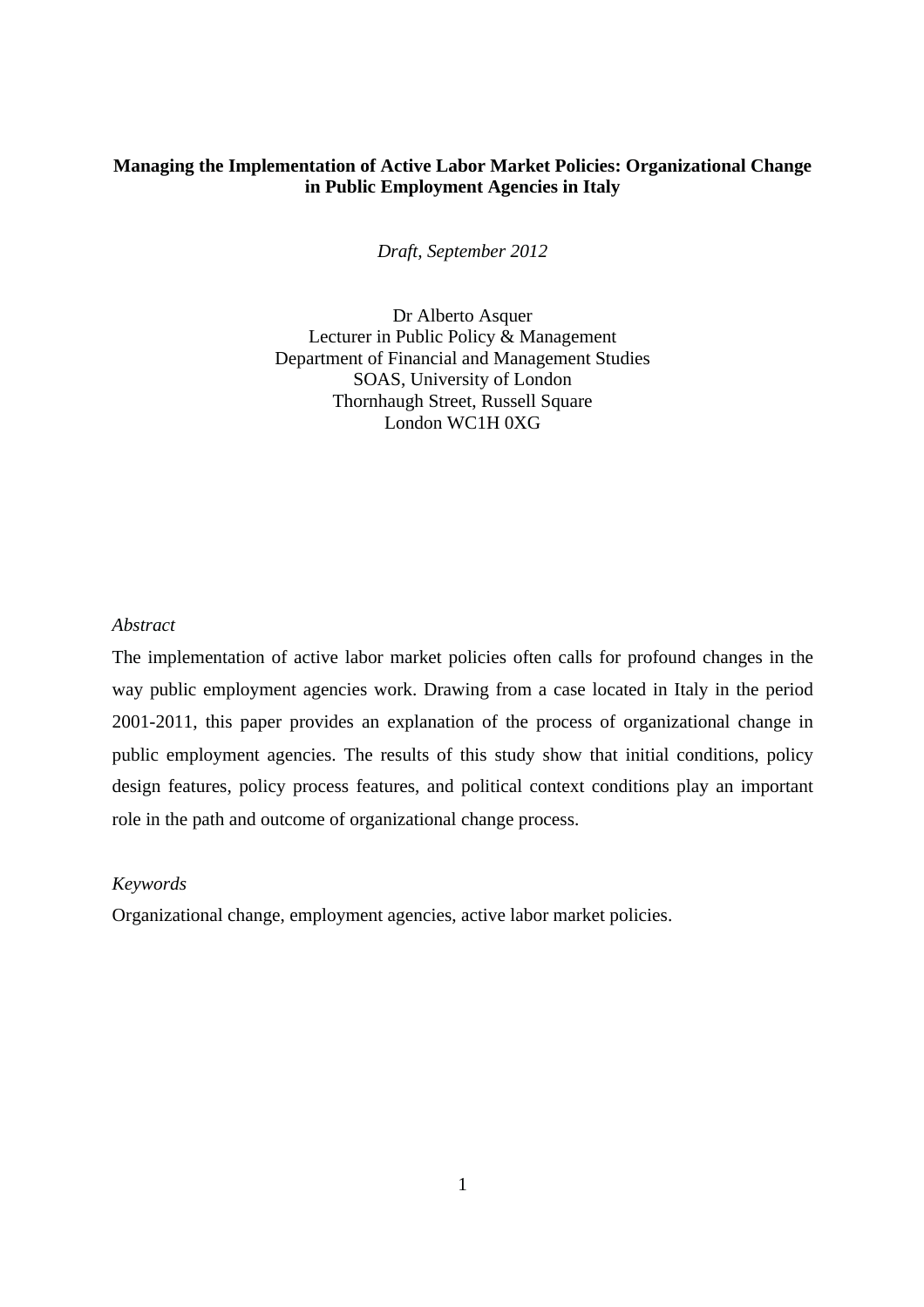# Managing the Implementation of Active Labor Market Policies: Organizational Change in Public Employment Agencies in Italy

*Draft, September 2012*

Dr Alberto Asquer
Lecturer in Public Policy & Management
Department of Financial and Management Studies
SOAS, University of London
Thornhaugh Street, Russell Square
London WC1H 0XG

*Abstract*

The implementation of active labor market policies often calls for profound changes in the way public employment agencies work. Drawing from a case located in Italy in the period 2001-2011, this paper provides an explanation of the process of organizational change in public employment agencies. The results of this study show that initial conditions, policy design features, policy process features, and political context conditions play an important role in the path and outcome of organizational change process.

*Keywords*

Organizational change, employment agencies, active labor market policies.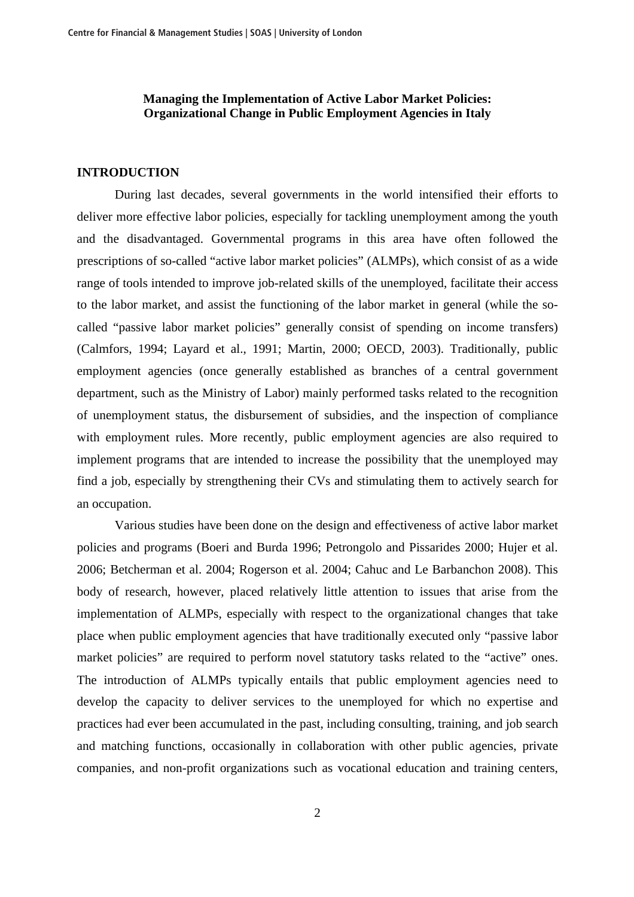**Managing the Implementation of Active Labor Market Policies: Organizational Change in Public Employment Agencies in Italy**

## INTRODUCTION

During last decades, several governments in the world intensified their efforts to deliver more effective labor policies, especially for tackling unemployment among the youth and the disadvantaged. Governmental programs in this area have often followed the prescriptions of so-called "active labor market policies" (ALMPs), which consist of as a wide range of tools intended to improve job-related skills of the unemployed, facilitate their access to the labor market, and assist the functioning of the labor market in general (while the so-called "passive labor market policies" generally consist of spending on income transfers) (Calmfors, 1994; Layard et al., 1991; Martin, 2000; OECD, 2003). Traditionally, public employment agencies (once generally established as branches of a central government department, such as the Ministry of Labor) mainly performed tasks related to the recognition of unemployment status, the disbursement of subsidies, and the inspection of compliance with employment rules. More recently, public employment agencies are also required to implement programs that are intended to increase the possibility that the unemployed may find a job, especially by strengthening their CVs and stimulating them to actively search for an occupation.

Various studies have been done on the design and effectiveness of active labor market policies and programs (Boeri and Burda 1996; Petrongolo and Pissarides 2000; Hujer et al. 2006; Betcherman et al. 2004; Rogerson et al. 2004; Cahuc and Le Barbanchon 2008). This body of research, however, placed relatively little attention to issues that arise from the implementation of ALMPs, especially with respect to the organizational changes that take place when public employment agencies that have traditionally executed only "passive labor market policies" are required to perform novel statutory tasks related to the "active" ones. The introduction of ALMPs typically entails that public employment agencies need to develop the capacity to deliver services to the unemployed for which no expertise and practices had ever been accumulated in the past, including consulting, training, and job search and matching functions, occasionally in collaboration with other public agencies, private companies, and non-profit organizations such as vocational education and training centers,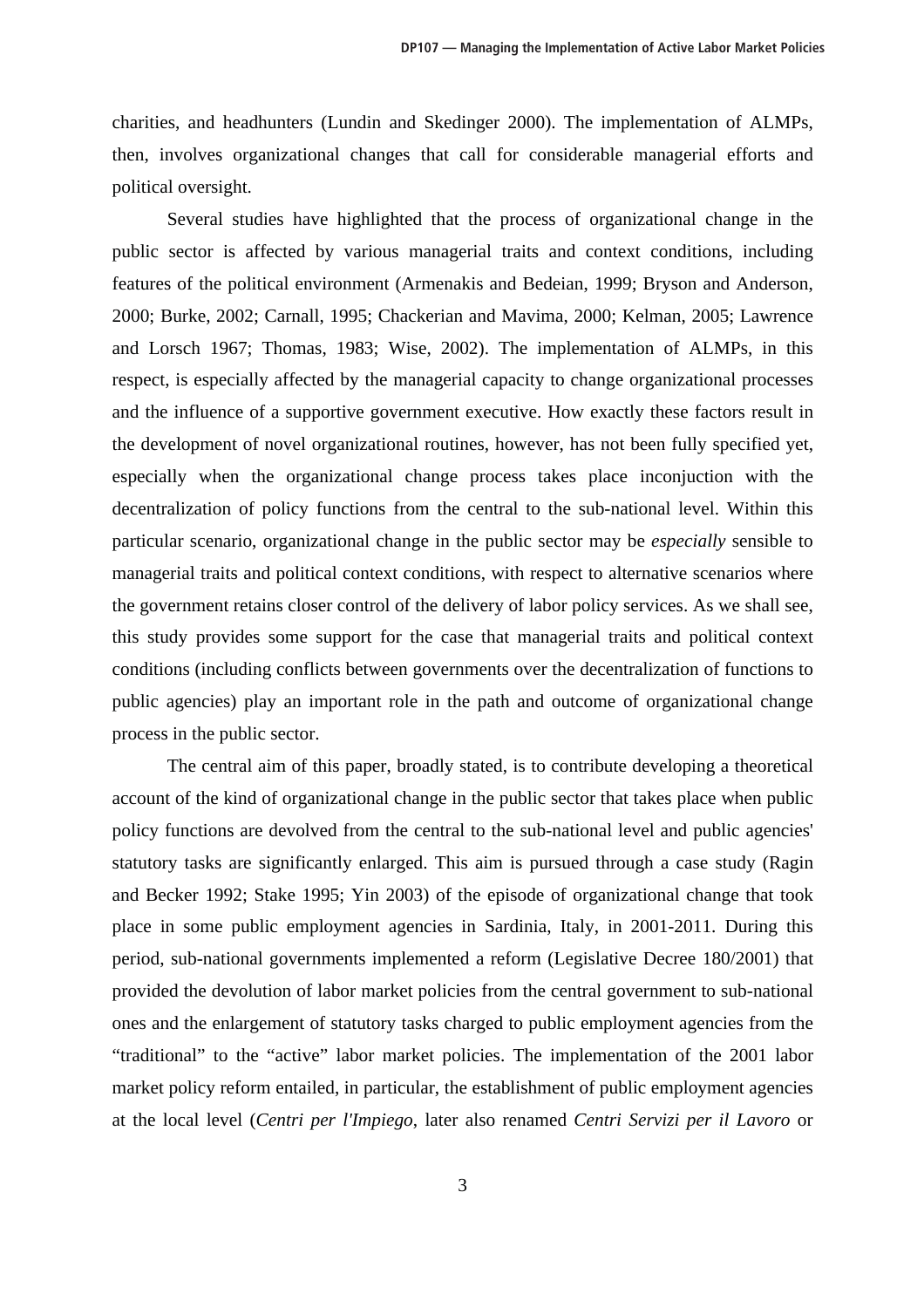charities, and headhunters (Lundin and Skedinger 2000). The implementation of ALMPs, then, involves organizational changes that call for considerable managerial efforts and political oversight.

Several studies have highlighted that the process of organizational change in the public sector is affected by various managerial traits and context conditions, including features of the political environment (Armenakis and Bedeian, 1999; Bryson and Anderson, 2000; Burke, 2002; Carnall, 1995; Chackerian and Mavima, 2000; Kelman, 2005; Lawrence and Lorsch 1967; Thomas, 1983; Wise, 2002). The implementation of ALMPs, in this respect, is especially affected by the managerial capacity to change organizational processes and the influence of a supportive government executive. How exactly these factors result in the development of novel organizational routines, however, has not been fully specified yet, especially when the organizational change process takes place inconjuction with the decentralization of policy functions from the central to the sub-national level. Within this particular scenario, organizational change in the public sector may be *especially* sensible to managerial traits and political context conditions, with respect to alternative scenarios where the government retains closer control of the delivery of labor policy services. As we shall see, this study provides some support for the case that managerial traits and political context conditions (including conflicts between governments over the decentralization of functions to public agencies) play an important role in the path and outcome of organizational change process in the public sector.

The central aim of this paper, broadly stated, is to contribute developing a theoretical account of the kind of organizational change in the public sector that takes place when public policy functions are devolved from the central to the sub-national level and public agencies' statutory tasks are significantly enlarged. This aim is pursued through a case study (Ragin and Becker 1992; Stake 1995; Yin 2003) of the episode of organizational change that took place in some public employment agencies in Sardinia, Italy, in 2001-2011. During this period, sub-national governments implemented a reform (Legislative Decree 180/2001) that provided the devolution of labor market policies from the central government to sub-national ones and the enlargement of statutory tasks charged to public employment agencies from the "traditional" to the "active" labor market policies. The implementation of the 2001 labor market policy reform entailed, in particular, the establishment of public employment agencies at the local level (*Centri per l'Impiego*, later also renamed *Centri Servizi per il Lavoro* or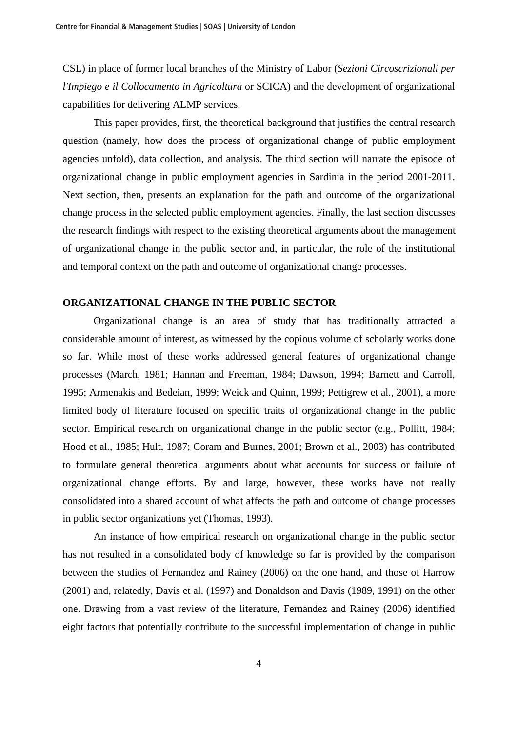CSL) in place of former local branches of the Ministry of Labor (*Sezioni Circoscrizionali per l'Impiego e il Collocamento in Agricoltura* or SCICA) and the development of organizational capabilities for delivering ALMP services.

This paper provides, first, the theoretical background that justifies the central research question (namely, how does the process of organizational change of public employment agencies unfold), data collection, and analysis. The third section will narrate the episode of organizational change in public employment agencies in Sardinia in the period 2001-2011. Next section, then, presents an explanation for the path and outcome of the organizational change process in the selected public employment agencies. Finally, the last section discusses the research findings with respect to the existing theoretical arguments about the management of organizational change in the public sector and, in particular, the role of the institutional and temporal context on the path and outcome of organizational change processes.

## ORGANIZATIONAL CHANGE IN THE PUBLIC SECTOR

Organizational change is an area of study that has traditionally attracted a considerable amount of interest, as witnessed by the copious volume of scholarly works done so far. While most of these works addressed general features of organizational change processes (March, 1981; Hannan and Freeman, 1984; Dawson, 1994; Barnett and Carroll, 1995; Armenakis and Bedeian, 1999; Weick and Quinn, 1999; Pettigrew et al., 2001), a more limited body of literature focused on specific traits of organizational change in the public sector. Empirical research on organizational change in the public sector (e.g., Pollitt, 1984; Hood et al., 1985; Hult, 1987; Coram and Burnes, 2001; Brown et al., 2003) has contributed to formulate general theoretical arguments about what accounts for success or failure of organizational change efforts. By and large, however, these works have not really consolidated into a shared account of what affects the path and outcome of change processes in public sector organizations yet (Thomas, 1993).

An instance of how empirical research on organizational change in the public sector has not resulted in a consolidated body of knowledge so far is provided by the comparison between the studies of Fernandez and Rainey (2006) on the one hand, and those of Harrow (2001) and, relatedly, Davis et al. (1997) and Donaldson and Davis (1989, 1991) on the other one. Drawing from a vast review of the literature, Fernandez and Rainey (2006) identified eight factors that potentially contribute to the successful implementation of change in public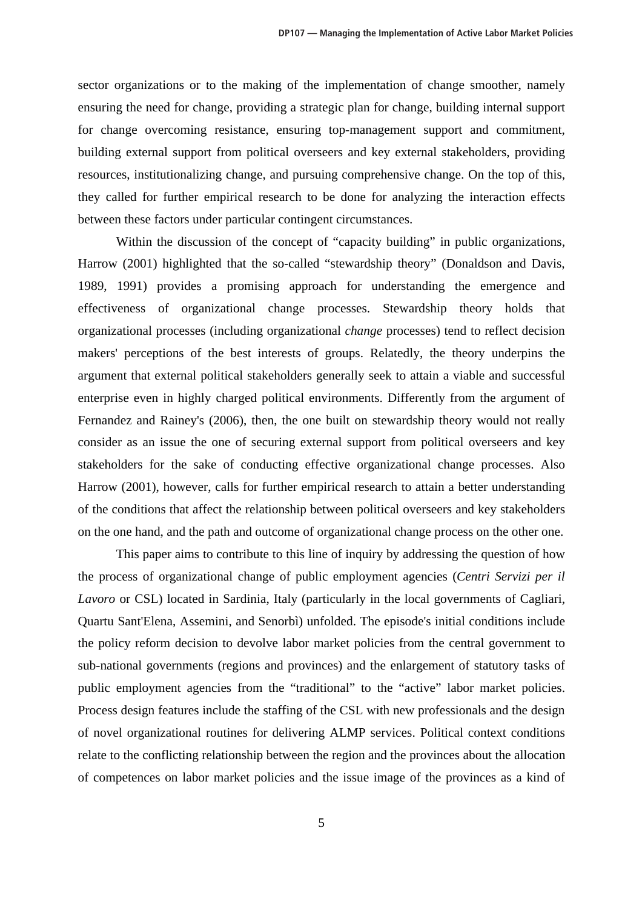sector organizations or to the making of the implementation of change smoother, namely ensuring the need for change, providing a strategic plan for change, building internal support for change overcoming resistance, ensuring top-management support and commitment, building external support from political overseers and key external stakeholders, providing resources, institutionalizing change, and pursuing comprehensive change. On the top of this, they called for further empirical research to be done for analyzing the interaction effects between these factors under particular contingent circumstances.

Within the discussion of the concept of "capacity building" in public organizations, Harrow (2001) highlighted that the so-called "stewardship theory" (Donaldson and Davis, 1989, 1991) provides a promising approach for understanding the emergence and effectiveness of organizational change processes. Stewardship theory holds that organizational processes (including organizational *change* processes) tend to reflect decision makers' perceptions of the best interests of groups. Relatedly, the theory underpins the argument that external political stakeholders generally seek to attain a viable and successful enterprise even in highly charged political environments. Differently from the argument of Fernandez and Rainey's (2006), then, the one built on stewardship theory would not really consider as an issue the one of securing external support from political overseers and key stakeholders for the sake of conducting effective organizational change processes. Also Harrow (2001), however, calls for further empirical research to attain a better understanding of the conditions that affect the relationship between political overseers and key stakeholders on the one hand, and the path and outcome of organizational change process on the other one.

This paper aims to contribute to this line of inquiry by addressing the question of how the process of organizational change of public employment agencies (*Centri Servizi per il Lavoro* or CSL) located in Sardinia, Italy (particularly in the local governments of Cagliari, Quartu Sant'Elena, Assemini, and Senorbì) unfolded. The episode's initial conditions include the policy reform decision to devolve labor market policies from the central government to sub-national governments (regions and provinces) and the enlargement of statutory tasks of public employment agencies from the "traditional" to the "active" labor market policies. Process design features include the staffing of the CSL with new professionals and the design of novel organizational routines for delivering ALMP services. Political context conditions relate to the conflicting relationship between the region and the provinces about the allocation of competences on labor market policies and the issue image of the provinces as a kind of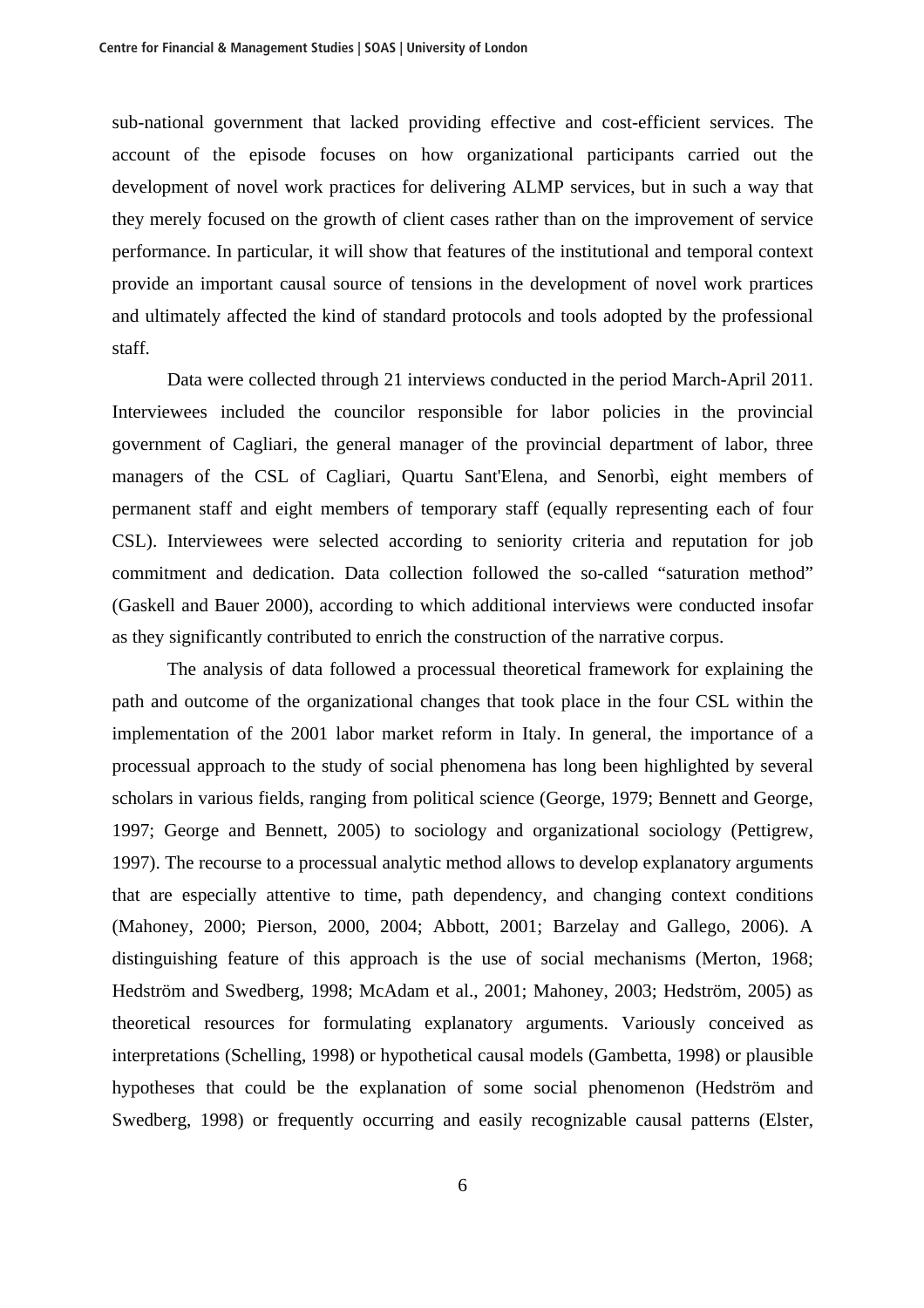sub-national government that lacked providing effective and cost-efficient services. The account of the episode focuses on how organizational participants carried out the development of novel work practices for delivering ALMP services, but in such a way that they merely focused on the growth of client cases rather than on the improvement of service performance. In particular, it will show that features of the institutional and temporal context provide an important causal source of tensions in the development of novel work prartices and ultimately affected the kind of standard protocols and tools adopted by the professional staff.

Data were collected through 21 interviews conducted in the period March-April 2011. Interviewees included the councilor responsible for labor policies in the provincial government of Cagliari, the general manager of the provincial department of labor, three managers of the CSL of Cagliari, Quartu Sant'Elena, and Senorbì, eight members of permanent staff and eight members of temporary staff (equally representing each of four CSL). Interviewees were selected according to seniority criteria and reputation for job commitment and dedication. Data collection followed the so-called "saturation method" (Gaskell and Bauer 2000), according to which additional interviews were conducted insofar as they significantly contributed to enrich the construction of the narrative corpus.

The analysis of data followed a processual theoretical framework for explaining the path and outcome of the organizational changes that took place in the four CSL within the implementation of the 2001 labor market reform in Italy. In general, the importance of a processual approach to the study of social phenomena has long been highlighted by several scholars in various fields, ranging from political science (George, 1979; Bennett and George, 1997; George and Bennett, 2005) to sociology and organizational sociology (Pettigrew, 1997). The recourse to a processual analytic method allows to develop explanatory arguments that are especially attentive to time, path dependency, and changing context conditions (Mahoney, 2000; Pierson, 2000, 2004; Abbott, 2001; Barzelay and Gallego, 2006). A distinguishing feature of this approach is the use of social mechanisms (Merton, 1968; Hedström and Swedberg, 1998; McAdam et al., 2001; Mahoney, 2003; Hedström, 2005) as theoretical resources for formulating explanatory arguments. Variously conceived as interpretations (Schelling, 1998) or hypothetical causal models (Gambetta, 1998) or plausible hypotheses that could be the explanation of some social phenomenon (Hedström and Swedberg, 1998) or frequently occurring and easily recognizable causal patterns (Elster,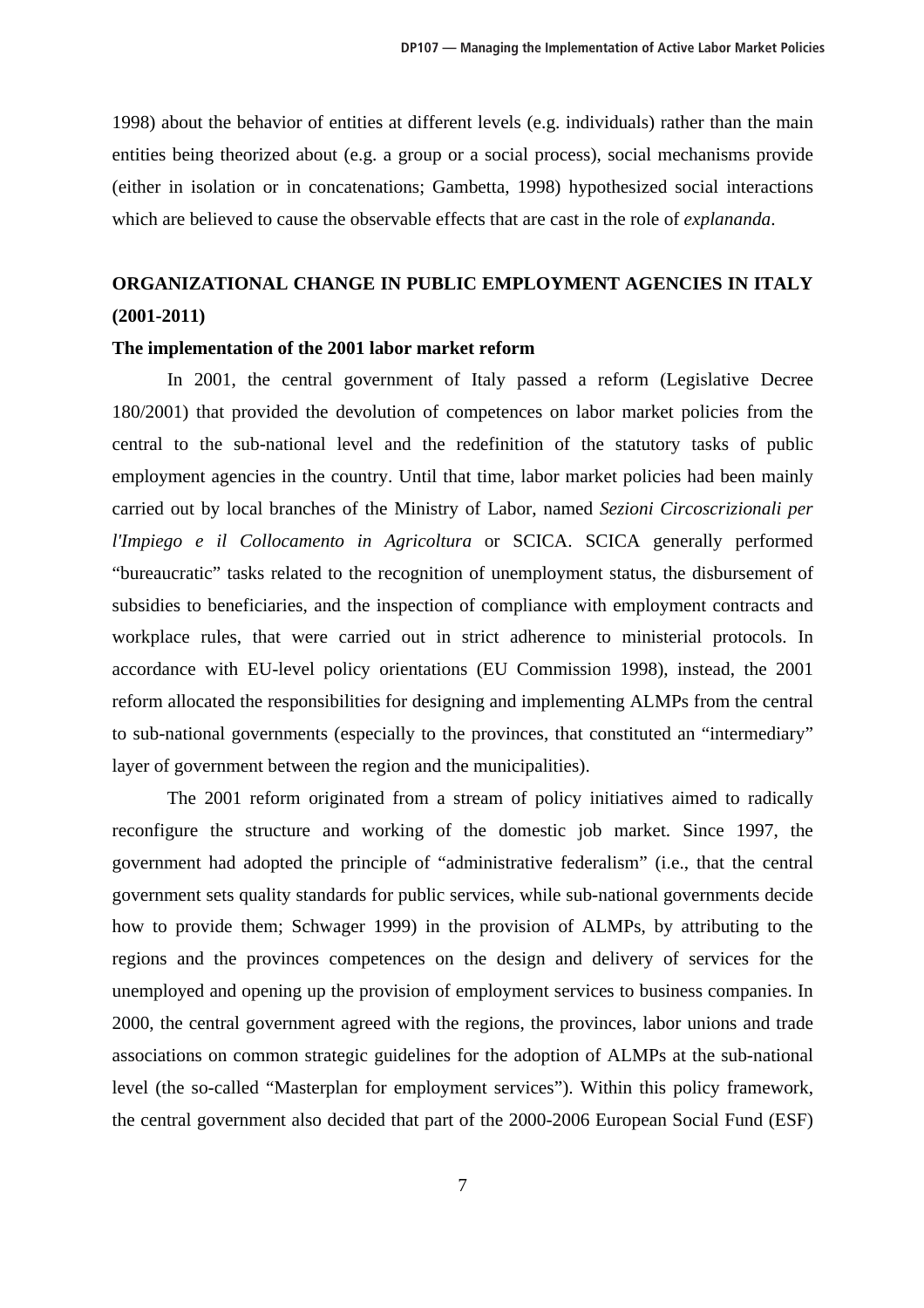1998) about the behavior of entities at different levels (e.g. individuals) rather than the main entities being theorized about (e.g. a group or a social process), social mechanisms provide (either in isolation or in concatenations; Gambetta, 1998) hypothesized social interactions which are believed to cause the observable effects that are cast in the role of *explananda*.

## ORGANIZATIONAL CHANGE IN PUBLIC EMPLOYMENT AGENCIES IN ITALY (2001-2011)

### The implementation of the 2001 labor market reform

In 2001, the central government of Italy passed a reform (Legislative Decree 180/2001) that provided the devolution of competences on labor market policies from the central to the sub-national level and the redefinition of the statutory tasks of public employment agencies in the country. Until that time, labor market policies had been mainly carried out by local branches of the Ministry of Labor, named *Sezioni Circoscrizionali per l'Impiego e il Collocamento in Agricoltura* or SCICA. SCICA generally performed "bureaucratic" tasks related to the recognition of unemployment status, the disbursement of subsidies to beneficiaries, and the inspection of compliance with employment contracts and workplace rules, that were carried out in strict adherence to ministerial protocols. In accordance with EU-level policy orientations (EU Commission 1998), instead, the 2001 reform allocated the responsibilities for designing and implementing ALMPs from the central to sub-national governments (especially to the provinces, that constituted an "intermediary" layer of government between the region and the municipalities).

The 2001 reform originated from a stream of policy initiatives aimed to radically reconfigure the structure and working of the domestic job market. Since 1997, the government had adopted the principle of "administrative federalism" (i.e., that the central government sets quality standards for public services, while sub-national governments decide how to provide them; Schwager 1999) in the provision of ALMPs, by attributing to the regions and the provinces competences on the design and delivery of services for the unemployed and opening up the provision of employment services to business companies. In 2000, the central government agreed with the regions, the provinces, labor unions and trade associations on common strategic guidelines for the adoption of ALMPs at the sub-national level (the so-called "Masterplan for employment services"). Within this policy framework, the central government also decided that part of the 2000-2006 European Social Fund (ESF)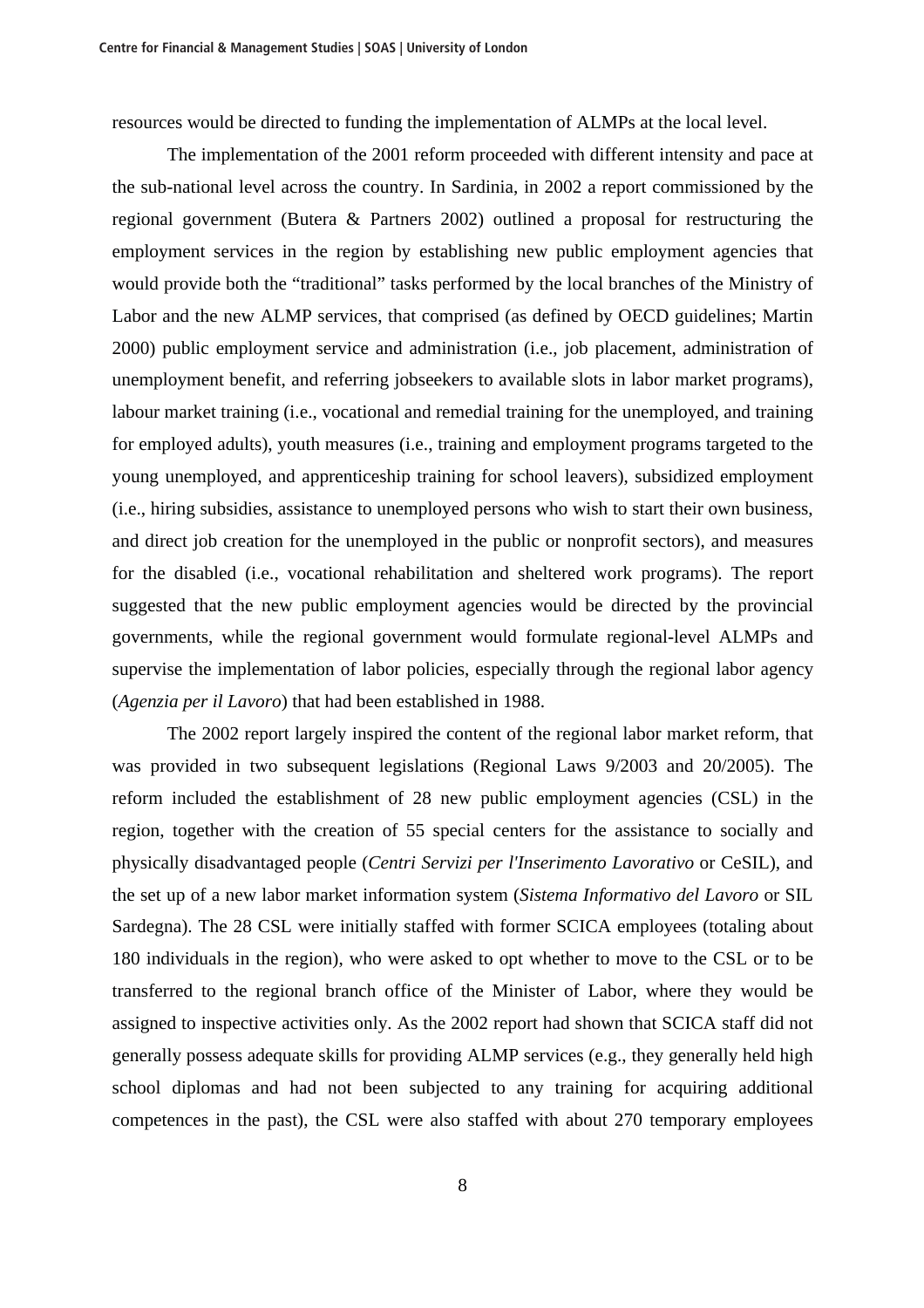resources would be directed to funding the implementation of ALMPs at the local level.

The implementation of the 2001 reform proceeded with different intensity and pace at the sub-national level across the country. In Sardinia, in 2002 a report commissioned by the regional government (Butera & Partners 2002) outlined a proposal for restructuring the employment services in the region by establishing new public employment agencies that would provide both the "traditional" tasks performed by the local branches of the Ministry of Labor and the new ALMP services, that comprised (as defined by OECD guidelines; Martin 2000) public employment service and administration (i.e., job placement, administration of unemployment benefit, and referring jobseekers to available slots in labor market programs), labour market training (i.e., vocational and remedial training for the unemployed, and training for employed adults), youth measures (i.e., training and employment programs targeted to the young unemployed, and apprenticeship training for school leavers), subsidized employment (i.e., hiring subsidies, assistance to unemployed persons who wish to start their own business, and direct job creation for the unemployed in the public or nonprofit sectors), and measures for the disabled (i.e., vocational rehabilitation and sheltered work programs). The report suggested that the new public employment agencies would be directed by the provincial governments, while the regional government would formulate regional-level ALMPs and supervise the implementation of labor policies, especially through the regional labor agency (*Agenzia per il Lavoro*) that had been established in 1988.

The 2002 report largely inspired the content of the regional labor market reform, that was provided in two subsequent legislations (Regional Laws 9/2003 and 20/2005). The reform included the establishment of 28 new public employment agencies (CSL) in the region, together with the creation of 55 special centers for the assistance to socially and physically disadvantaged people (*Centri Servizi per l'Inserimento Lavorativo* or CeSIL), and the set up of a new labor market information system (*Sistema Informativo del Lavoro* or SIL Sardegna). The 28 CSL were initially staffed with former SCICA employees (totaling about 180 individuals in the region), who were asked to opt whether to move to the CSL or to be transferred to the regional branch office of the Minister of Labor, where they would be assigned to inspective activities only. As the 2002 report had shown that SCICA staff did not generally possess adequate skills for providing ALMP services (e.g., they generally held high school diplomas and had not been subjected to any training for acquiring additional competences in the past), the CSL were also staffed with about 270 temporary employees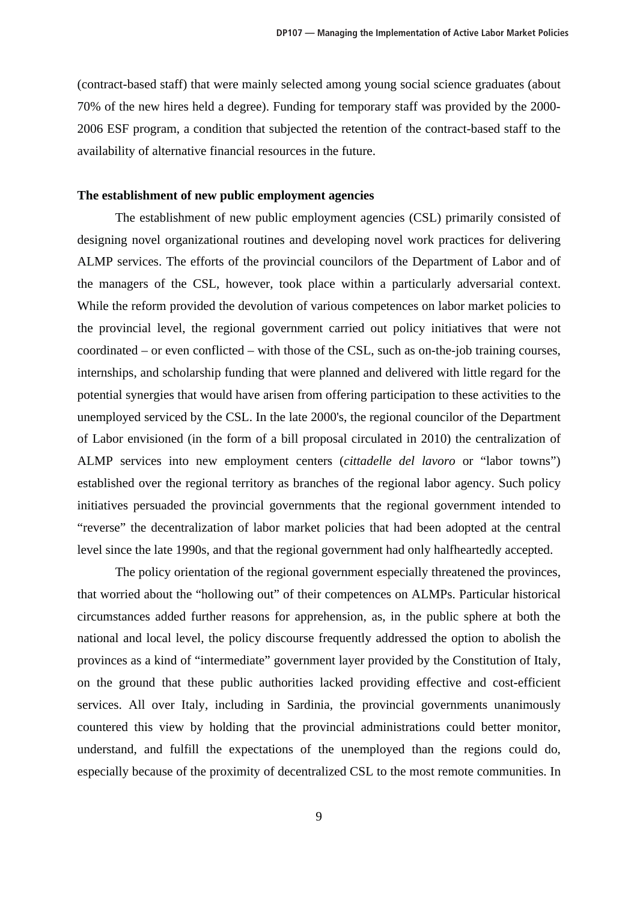(contract-based staff) that were mainly selected among young social science graduates (about 70% of the new hires held a degree). Funding for temporary staff was provided by the 2000-2006 ESF program, a condition that subjected the retention of the contract-based staff to the availability of alternative financial resources in the future.

**The establishment of new public employment agencies**

The establishment of new public employment agencies (CSL) primarily consisted of designing novel organizational routines and developing novel work practices for delivering ALMP services. The efforts of the provincial councilors of the Department of Labor and of the managers of the CSL, however, took place within a particularly adversarial context. While the reform provided the devolution of various competences on labor market policies to the provincial level, the regional government carried out policy initiatives that were not coordinated – or even conflicted – with those of the CSL, such as on-the-job training courses, internships, and scholarship funding that were planned and delivered with little regard for the potential synergies that would have arisen from offering participation to these activities to the unemployed serviced by the CSL. In the late 2000's, the regional councilor of the Department of Labor envisioned (in the form of a bill proposal circulated in 2010) the centralization of ALMP services into new employment centers (*cittadelle del lavoro* or "labor towns") established over the regional territory as branches of the regional labor agency. Such policy initiatives persuaded the provincial governments that the regional government intended to "reverse" the decentralization of labor market policies that had been adopted at the central level since the late 1990s, and that the regional government had only halfheartedly accepted.

The policy orientation of the regional government especially threatened the provinces, that worried about the "hollowing out" of their competences on ALMPs. Particular historical circumstances added further reasons for apprehension, as, in the public sphere at both the national and local level, the policy discourse frequently addressed the option to abolish the provinces as a kind of "intermediate" government layer provided by the Constitution of Italy, on the ground that these public authorities lacked providing effective and cost-efficient services. All over Italy, including in Sardinia, the provincial governments unanimously countered this view by holding that the provincial administrations could better monitor, understand, and fulfill the expectations of the unemployed than the regions could do, especially because of the proximity of decentralized CSL to the most remote communities. In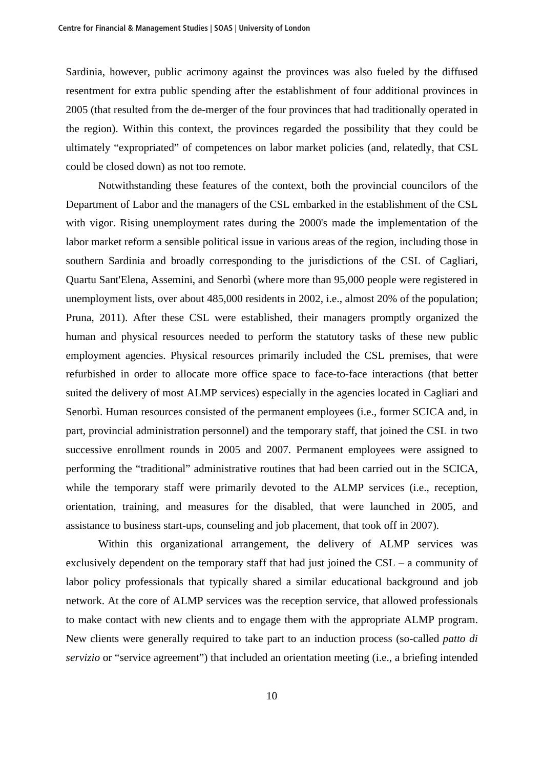Sardinia, however, public acrimony against the provinces was also fueled by the diffused resentment for extra public spending after the establishment of four additional provinces in 2005 (that resulted from the de-merger of the four provinces that had traditionally operated in the region). Within this context, the provinces regarded the possibility that they could be ultimately "expropriated" of competences on labor market policies (and, relatedly, that CSL could be closed down) as not too remote.

Notwithstanding these features of the context, both the provincial councilors of the Department of Labor and the managers of the CSL embarked in the establishment of the CSL with vigor. Rising unemployment rates during the 2000's made the implementation of the labor market reform a sensible political issue in various areas of the region, including those in southern Sardinia and broadly corresponding to the jurisdictions of the CSL of Cagliari, Quartu Sant'Elena, Assemini, and Senorbì (where more than 95,000 people were registered in unemployment lists, over about 485,000 residents in 2002, i.e., almost 20% of the population; Pruna, 2011). After these CSL were established, their managers promptly organized the human and physical resources needed to perform the statutory tasks of these new public employment agencies. Physical resources primarily included the CSL premises, that were refurbished in order to allocate more office space to face-to-face interactions (that better suited the delivery of most ALMP services) especially in the agencies located in Cagliari and Senorbì. Human resources consisted of the permanent employees (i.e., former SCICA and, in part, provincial administration personnel) and the temporary staff, that joined the CSL in two successive enrollment rounds in 2005 and 2007. Permanent employees were assigned to performing the "traditional" administrative routines that had been carried out in the SCICA, while the temporary staff were primarily devoted to the ALMP services (i.e., reception, orientation, training, and measures for the disabled, that were launched in 2005, and assistance to business start-ups, counseling and job placement, that took off in 2007).

Within this organizational arrangement, the delivery of ALMP services was exclusively dependent on the temporary staff that had just joined the CSL – a community of labor policy professionals that typically shared a similar educational background and job network. At the core of ALMP services was the reception service, that allowed professionals to make contact with new clients and to engage them with the appropriate ALMP program. New clients were generally required to take part to an induction process (so-called *patto di servizio* or "service agreement") that included an orientation meeting (i.e., a briefing intended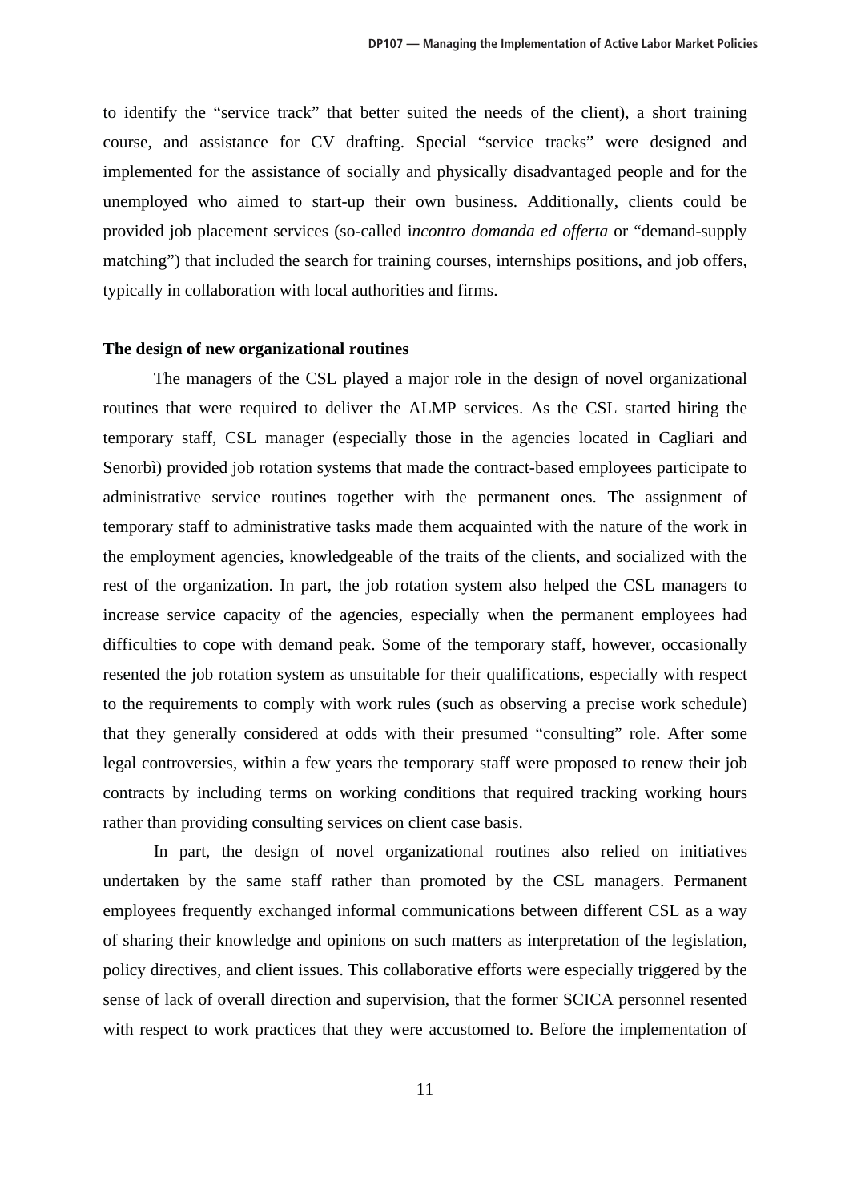to identify the "service track" that better suited the needs of the client), a short training course, and assistance for CV drafting. Special "service tracks" were designed and implemented for the assistance of socially and physically disadvantaged people and for the unemployed who aimed to start-up their own business. Additionally, clients could be provided job placement services (so-called i*ncontro domanda ed offerta* or "demand-supply matching") that included the search for training courses, internships positions, and job offers, typically in collaboration with local authorities and firms.

**The design of new organizational routines**

The managers of the CSL played a major role in the design of novel organizational routines that were required to deliver the ALMP services. As the CSL started hiring the temporary staff, CSL manager (especially those in the agencies located in Cagliari and Senorbì) provided job rotation systems that made the contract-based employees participate to administrative service routines together with the permanent ones. The assignment of temporary staff to administrative tasks made them acquainted with the nature of the work in the employment agencies, knowledgeable of the traits of the clients, and socialized with the rest of the organization. In part, the job rotation system also helped the CSL managers to increase service capacity of the agencies, especially when the permanent employees had difficulties to cope with demand peak. Some of the temporary staff, however, occasionally resented the job rotation system as unsuitable for their qualifications, especially with respect to the requirements to comply with work rules (such as observing a precise work schedule) that they generally considered at odds with their presumed "consulting" role. After some legal controversies, within a few years the temporary staff were proposed to renew their job contracts by including terms on working conditions that required tracking working hours rather than providing consulting services on client case basis.

In part, the design of novel organizational routines also relied on initiatives undertaken by the same staff rather than promoted by the CSL managers. Permanent employees frequently exchanged informal communications between different CSL as a way of sharing their knowledge and opinions on such matters as interpretation of the legislation, policy directives, and client issues. This collaborative efforts were especially triggered by the sense of lack of overall direction and supervision, that the former SCICA personnel resented with respect to work practices that they were accustomed to. Before the implementation of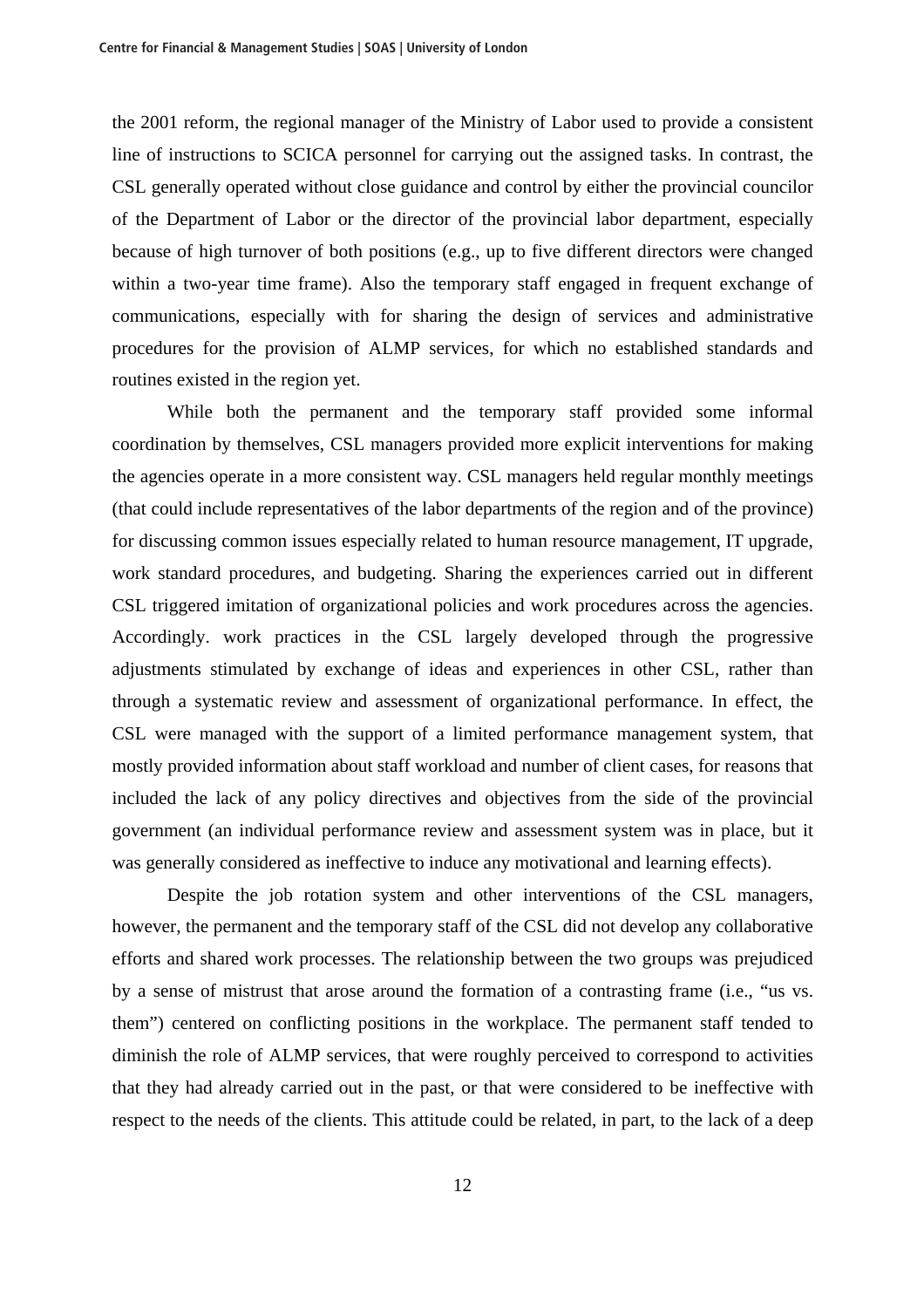the 2001 reform, the regional manager of the Ministry of Labor used to provide a consistent line of instructions to SCICA personnel for carrying out the assigned tasks. In contrast, the CSL generally operated without close guidance and control by either the provincial councilor of the Department of Labor or the director of the provincial labor department, especially because of high turnover of both positions (e.g., up to five different directors were changed within a two-year time frame). Also the temporary staff engaged in frequent exchange of communications, especially with for sharing the design of services and administrative procedures for the provision of ALMP services, for which no established standards and routines existed in the region yet.

While both the permanent and the temporary staff provided some informal coordination by themselves, CSL managers provided more explicit interventions for making the agencies operate in a more consistent way. CSL managers held regular monthly meetings (that could include representatives of the labor departments of the region and of the province) for discussing common issues especially related to human resource management, IT upgrade, work standard procedures, and budgeting. Sharing the experiences carried out in different CSL triggered imitation of organizational policies and work procedures across the agencies. Accordingly. work practices in the CSL largely developed through the progressive adjustments stimulated by exchange of ideas and experiences in other CSL, rather than through a systematic review and assessment of organizational performance. In effect, the CSL were managed with the support of a limited performance management system, that mostly provided information about staff workload and number of client cases, for reasons that included the lack of any policy directives and objectives from the side of the provincial government (an individual performance review and assessment system was in place, but it was generally considered as ineffective to induce any motivational and learning effects).

Despite the job rotation system and other interventions of the CSL managers, however, the permanent and the temporary staff of the CSL did not develop any collaborative efforts and shared work processes. The relationship between the two groups was prejudiced by a sense of mistrust that arose around the formation of a contrasting frame (i.e., "us vs. them") centered on conflicting positions in the workplace. The permanent staff tended to diminish the role of ALMP services, that were roughly perceived to correspond to activities that they had already carried out in the past, or that were considered to be ineffective with respect to the needs of the clients. This attitude could be related, in part, to the lack of a deep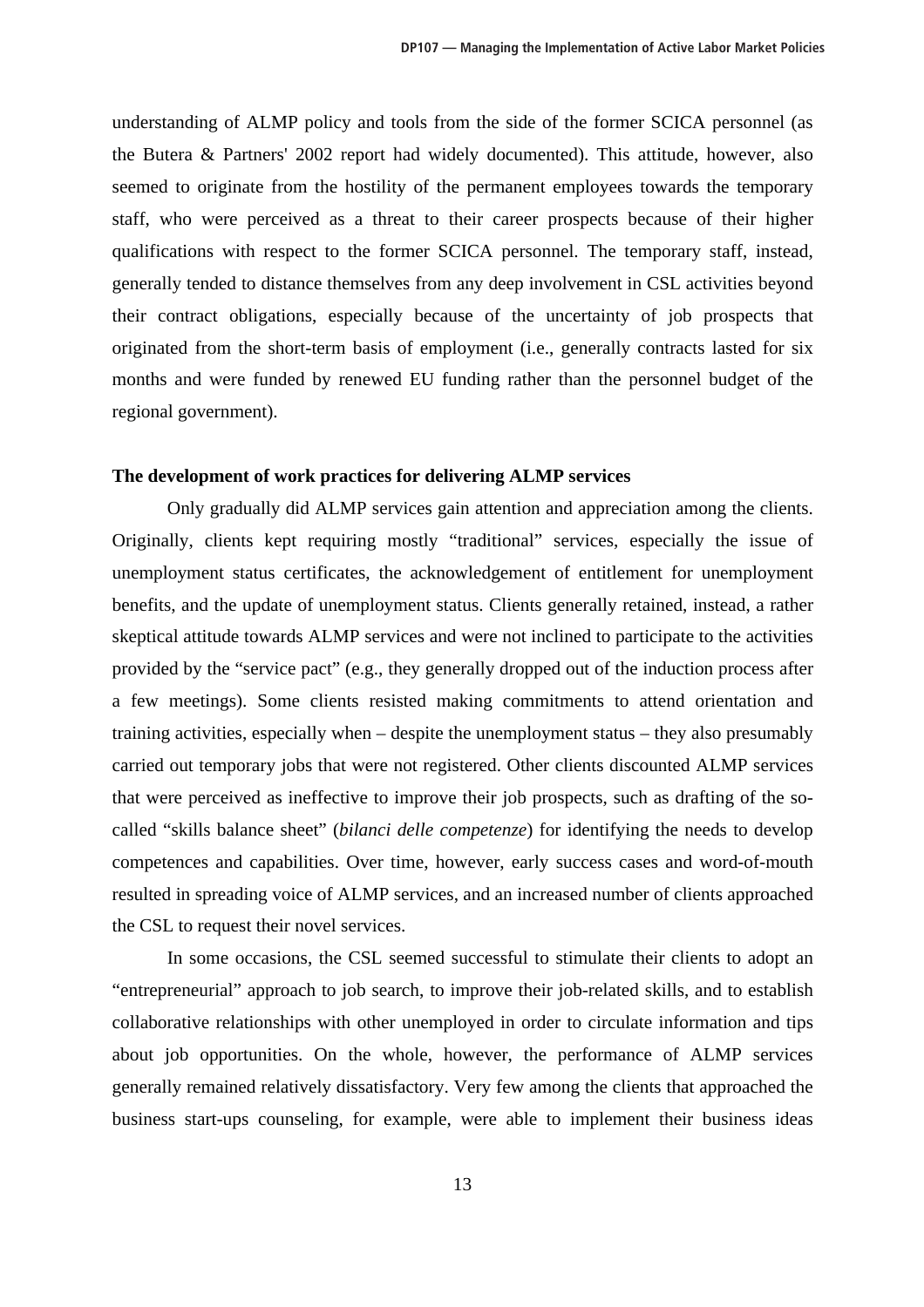understanding of ALMP policy and tools from the side of the former SCICA personnel (as the Butera & Partners' 2002 report had widely documented). This attitude, however, also seemed to originate from the hostility of the permanent employees towards the temporary staff, who were perceived as a threat to their career prospects because of their higher qualifications with respect to the former SCICA personnel. The temporary staff, instead, generally tended to distance themselves from any deep involvement in CSL activities beyond their contract obligations, especially because of the uncertainty of job prospects that originated from the short-term basis of employment (i.e., generally contracts lasted for six months and were funded by renewed EU funding rather than the personnel budget of the regional government).

**The development of work practices for delivering ALMP services**

Only gradually did ALMP services gain attention and appreciation among the clients. Originally, clients kept requiring mostly "traditional" services, especially the issue of unemployment status certificates, the acknowledgement of entitlement for unemployment benefits, and the update of unemployment status. Clients generally retained, instead, a rather skeptical attitude towards ALMP services and were not inclined to participate to the activities provided by the "service pact" (e.g., they generally dropped out of the induction process after a few meetings). Some clients resisted making commitments to attend orientation and training activities, especially when – despite the unemployment status – they also presumably carried out temporary jobs that were not registered. Other clients discounted ALMP services that were perceived as ineffective to improve their job prospects, such as drafting of the so-called "skills balance sheet" (*bilanci delle competenze*) for identifying the needs to develop competences and capabilities. Over time, however, early success cases and word-of-mouth resulted in spreading voice of ALMP services, and an increased number of clients approached the CSL to request their novel services.

In some occasions, the CSL seemed successful to stimulate their clients to adopt an "entrepreneurial" approach to job search, to improve their job-related skills, and to establish collaborative relationships with other unemployed in order to circulate information and tips about job opportunities. On the whole, however, the performance of ALMP services generally remained relatively dissatisfactory. Very few among the clients that approached the business start-ups counseling, for example, were able to implement their business ideas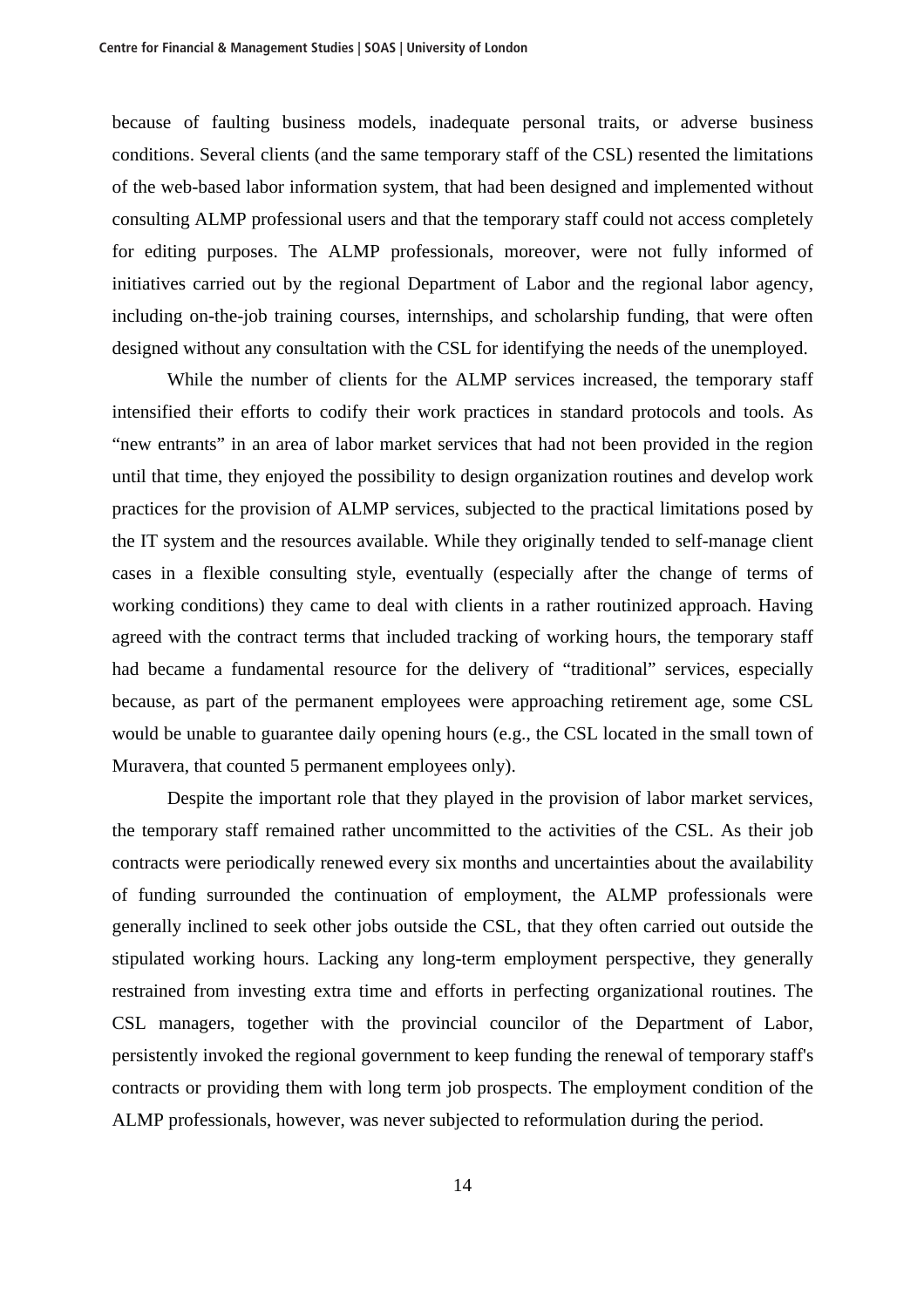because of faulting business models, inadequate personal traits, or adverse business conditions. Several clients (and the same temporary staff of the CSL) resented the limitations of the web-based labor information system, that had been designed and implemented without consulting ALMP professional users and that the temporary staff could not access completely for editing purposes. The ALMP professionals, moreover, were not fully informed of initiatives carried out by the regional Department of Labor and the regional labor agency, including on-the-job training courses, internships, and scholarship funding, that were often designed without any consultation with the CSL for identifying the needs of the unemployed.

While the number of clients for the ALMP services increased, the temporary staff intensified their efforts to codify their work practices in standard protocols and tools. As "new entrants" in an area of labor market services that had not been provided in the region until that time, they enjoyed the possibility to design organization routines and develop work practices for the provision of ALMP services, subjected to the practical limitations posed by the IT system and the resources available. While they originally tended to self-manage client cases in a flexible consulting style, eventually (especially after the change of terms of working conditions) they came to deal with clients in a rather routinized approach. Having agreed with the contract terms that included tracking of working hours, the temporary staff had became a fundamental resource for the delivery of "traditional" services, especially because, as part of the permanent employees were approaching retirement age, some CSL would be unable to guarantee daily opening hours (e.g., the CSL located in the small town of Muravera, that counted 5 permanent employees only).

Despite the important role that they played in the provision of labor market services, the temporary staff remained rather uncommitted to the activities of the CSL. As their job contracts were periodically renewed every six months and uncertainties about the availability of funding surrounded the continuation of employment, the ALMP professionals were generally inclined to seek other jobs outside the CSL, that they often carried out outside the stipulated working hours. Lacking any long-term employment perspective, they generally restrained from investing extra time and efforts in perfecting organizational routines. The CSL managers, together with the provincial councilor of the Department of Labor, persistently invoked the regional government to keep funding the renewal of temporary staff's contracts or providing them with long term job prospects. The employment condition of the ALMP professionals, however, was never subjected to reformulation during the period.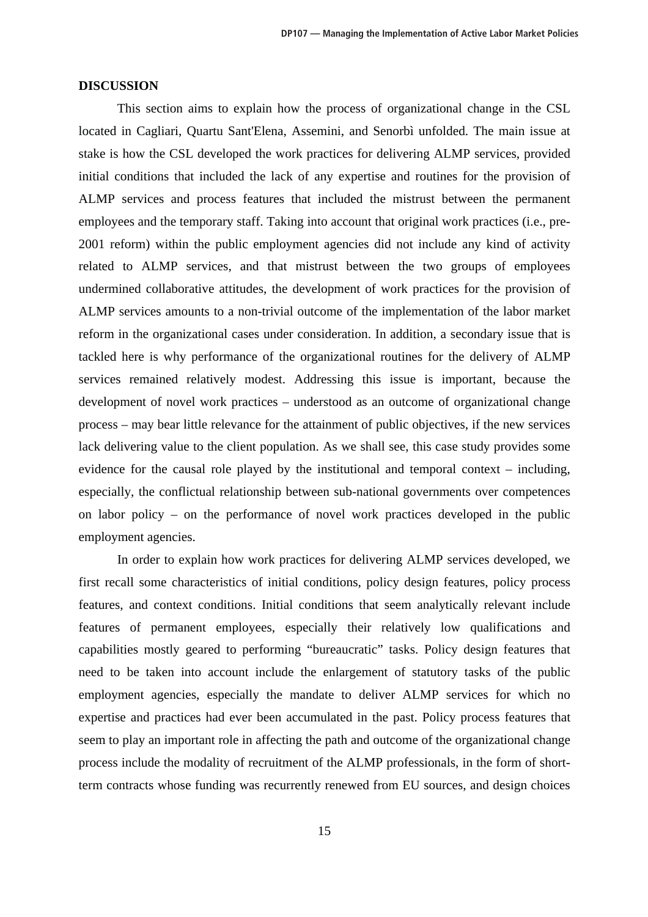## DISCUSSION

This section aims to explain how the process of organizational change in the CSL located in Cagliari, Quartu Sant'Elena, Assemini, and Senorbì unfolded. The main issue at stake is how the CSL developed the work practices for delivering ALMP services, provided initial conditions that included the lack of any expertise and routines for the provision of ALMP services and process features that included the mistrust between the permanent employees and the temporary staff. Taking into account that original work practices (i.e., pre-2001 reform) within the public employment agencies did not include any kind of activity related to ALMP services, and that mistrust between the two groups of employees undermined collaborative attitudes, the development of work practices for the provision of ALMP services amounts to a non-trivial outcome of the implementation of the labor market reform in the organizational cases under consideration. In addition, a secondary issue that is tackled here is why performance of the organizational routines for the delivery of ALMP services remained relatively modest. Addressing this issue is important, because the development of novel work practices – understood as an outcome of organizational change process – may bear little relevance for the attainment of public objectives, if the new services lack delivering value to the client population. As we shall see, this case study provides some evidence for the causal role played by the institutional and temporal context – including, especially, the conflictual relationship between sub-national governments over competences on labor policy – on the performance of novel work practices developed in the public employment agencies.

In order to explain how work practices for delivering ALMP services developed, we first recall some characteristics of initial conditions, policy design features, policy process features, and context conditions. Initial conditions that seem analytically relevant include features of permanent employees, especially their relatively low qualifications and capabilities mostly geared to performing "bureaucratic" tasks. Policy design features that need to be taken into account include the enlargement of statutory tasks of the public employment agencies, especially the mandate to deliver ALMP services for which no expertise and practices had ever been accumulated in the past. Policy process features that seem to play an important role in affecting the path and outcome of the organizational change process include the modality of recruitment of the ALMP professionals, in the form of short-term contracts whose funding was recurrently renewed from EU sources, and design choices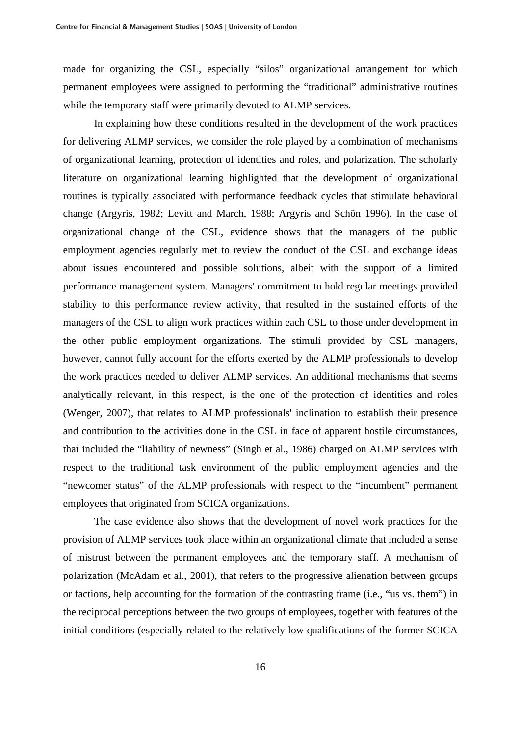made for organizing the CSL, especially “silos” organizational arrangement for which permanent employees were assigned to performing the “traditional” administrative routines while the temporary staff were primarily devoted to ALMP services.

In explaining how these conditions resulted in the development of the work practices for delivering ALMP services, we consider the role played by a combination of mechanisms of organizational learning, protection of identities and roles, and polarization. The scholarly literature on organizational learning highlighted that the development of organizational routines is typically associated with performance feedback cycles that stimulate behavioral change (Argyris, 1982; Levitt and March, 1988; Argyris and Schön 1996). In the case of organizational change of the CSL, evidence shows that the managers of the public employment agencies regularly met to review the conduct of the CSL and exchange ideas about issues encountered and possible solutions, albeit with the support of a limited performance management system. Managers' commitment to hold regular meetings provided stability to this performance review activity, that resulted in the sustained efforts of the managers of the CSL to align work practices within each CSL to those under development in the other public employment organizations. The stimuli provided by CSL managers, however, cannot fully account for the efforts exerted by the ALMP professionals to develop the work practices needed to deliver ALMP services. An additional mechanisms that seems analytically relevant, in this respect, is the one of the protection of identities and roles (Wenger, 2007), that relates to ALMP professionals' inclination to establish their presence and contribution to the activities done in the CSL in face of apparent hostile circumstances, that included the “liability of newness” (Singh et al., 1986) charged on ALMP services with respect to the traditional task environment of the public employment agencies and the “newcomer status” of the ALMP professionals with respect to the “incumbent” permanent employees that originated from SCICA organizations.

The case evidence also shows that the development of novel work practices for the provision of ALMP services took place within an organizational climate that included a sense of mistrust between the permanent employees and the temporary staff. A mechanism of polarization (McAdam et al., 2001), that refers to the progressive alienation between groups or factions, help accounting for the formation of the contrasting frame (i.e., “us vs. them”) in the reciprocal perceptions between the two groups of employees, together with features of the initial conditions (especially related to the relatively low qualifications of the former SCICA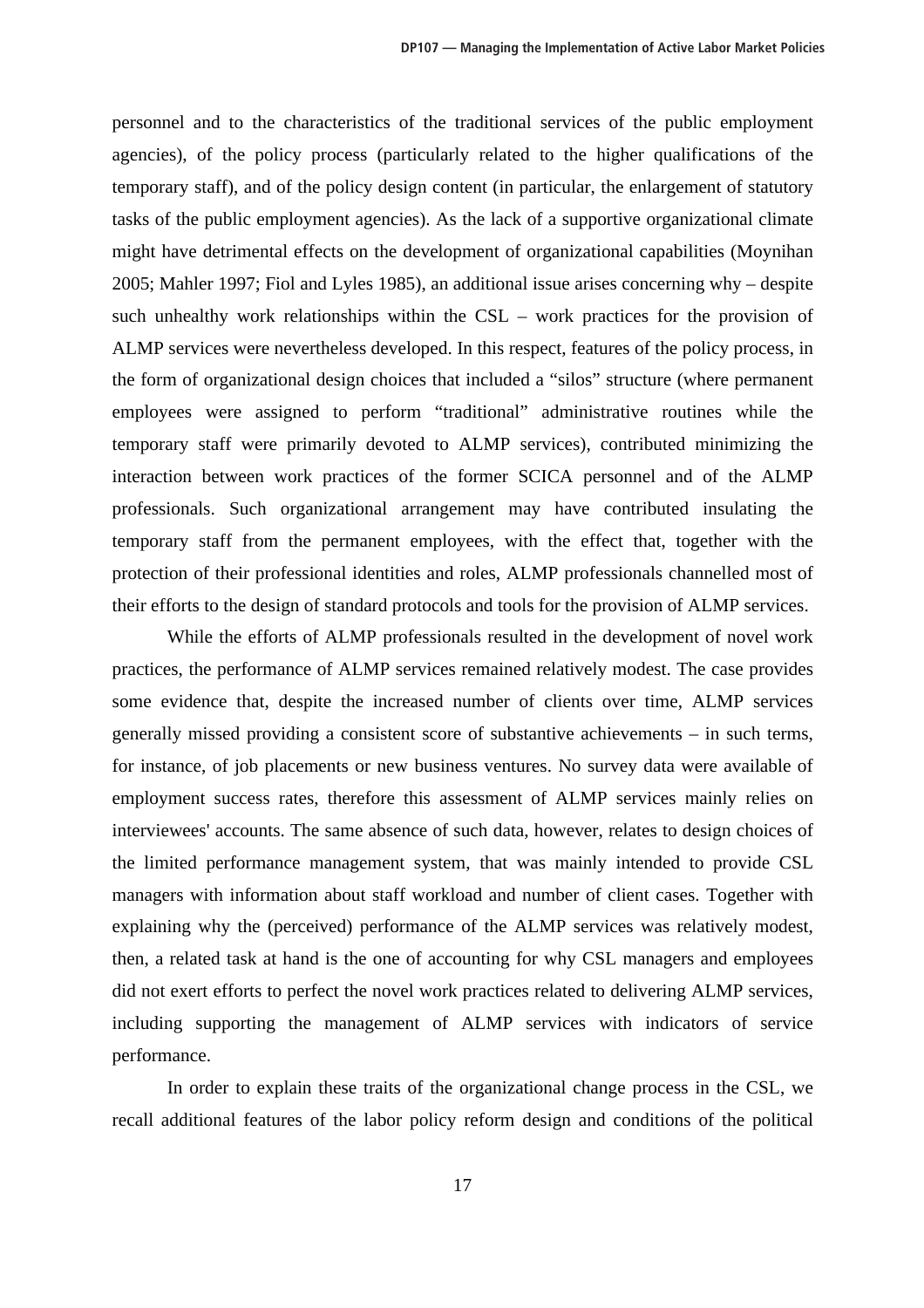personnel and to the characteristics of the traditional services of the public employment agencies), of the policy process (particularly related to the higher qualifications of the temporary staff), and of the policy design content (in particular, the enlargement of statutory tasks of the public employment agencies). As the lack of a supportive organizational climate might have detrimental effects on the development of organizational capabilities (Moynihan 2005; Mahler 1997; Fiol and Lyles 1985), an additional issue arises concerning why – despite such unhealthy work relationships within the CSL – work practices for the provision of ALMP services were nevertheless developed. In this respect, features of the policy process, in the form of organizational design choices that included a "silos" structure (where permanent employees were assigned to perform "traditional" administrative routines while the temporary staff were primarily devoted to ALMP services), contributed minimizing the interaction between work practices of the former SCICA personnel and of the ALMP professionals. Such organizational arrangement may have contributed insulating the temporary staff from the permanent employees, with the effect that, together with the protection of their professional identities and roles, ALMP professionals channelled most of their efforts to the design of standard protocols and tools for the provision of ALMP services.

While the efforts of ALMP professionals resulted in the development of novel work practices, the performance of ALMP services remained relatively modest. The case provides some evidence that, despite the increased number of clients over time, ALMP services generally missed providing a consistent score of substantive achievements – in such terms, for instance, of job placements or new business ventures. No survey data were available of employment success rates, therefore this assessment of ALMP services mainly relies on interviewees' accounts. The same absence of such data, however, relates to design choices of the limited performance management system, that was mainly intended to provide CSL managers with information about staff workload and number of client cases. Together with explaining why the (perceived) performance of the ALMP services was relatively modest, then, a related task at hand is the one of accounting for why CSL managers and employees did not exert efforts to perfect the novel work practices related to delivering ALMP services, including supporting the management of ALMP services with indicators of service performance.

In order to explain these traits of the organizational change process in the CSL, we recall additional features of the labor policy reform design and conditions of the political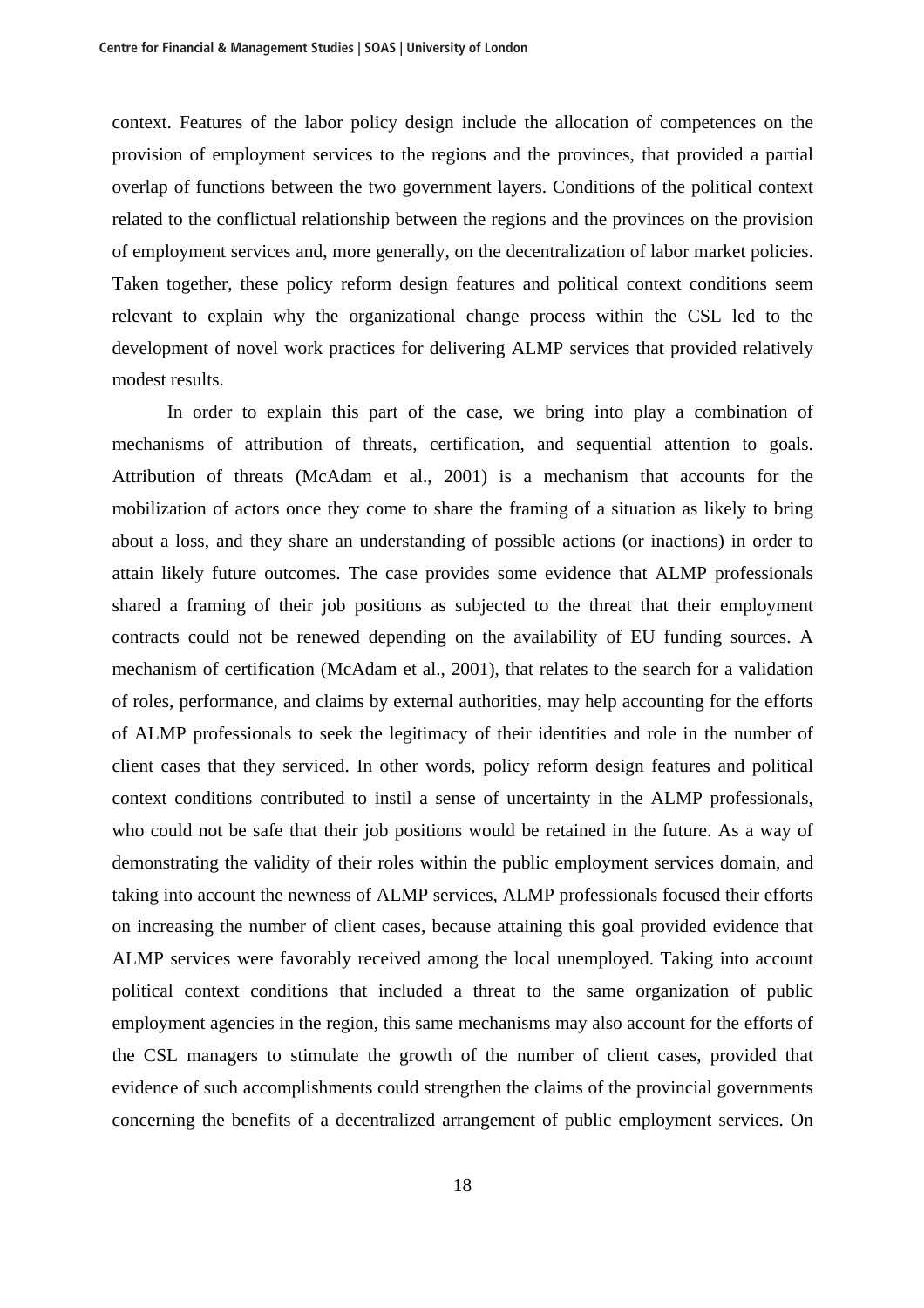context. Features of the labor policy design include the allocation of competences on the provision of employment services to the regions and the provinces, that provided a partial overlap of functions between the two government layers. Conditions of the political context related to the conflictual relationship between the regions and the provinces on the provision of employment services and, more generally, on the decentralization of labor market policies. Taken together, these policy reform design features and political context conditions seem relevant to explain why the organizational change process within the CSL led to the development of novel work practices for delivering ALMP services that provided relatively modest results.

In order to explain this part of the case, we bring into play a combination of mechanisms of attribution of threats, certification, and sequential attention to goals. Attribution of threats (McAdam et al., 2001) is a mechanism that accounts for the mobilization of actors once they come to share the framing of a situation as likely to bring about a loss, and they share an understanding of possible actions (or inactions) in order to attain likely future outcomes. The case provides some evidence that ALMP professionals shared a framing of their job positions as subjected to the threat that their employment contracts could not be renewed depending on the availability of EU funding sources. A mechanism of certification (McAdam et al., 2001), that relates to the search for a validation of roles, performance, and claims by external authorities, may help accounting for the efforts of ALMP professionals to seek the legitimacy of their identities and role in the number of client cases that they serviced. In other words, policy reform design features and political context conditions contributed to instil a sense of uncertainty in the ALMP professionals, who could not be safe that their job positions would be retained in the future. As a way of demonstrating the validity of their roles within the public employment services domain, and taking into account the newness of ALMP services, ALMP professionals focused their efforts on increasing the number of client cases, because attaining this goal provided evidence that ALMP services were favorably received among the local unemployed. Taking into account political context conditions that included a threat to the same organization of public employment agencies in the region, this same mechanisms may also account for the efforts of the CSL managers to stimulate the growth of the number of client cases, provided that evidence of such accomplishments could strengthen the claims of the provincial governments concerning the benefits of a decentralized arrangement of public employment services. On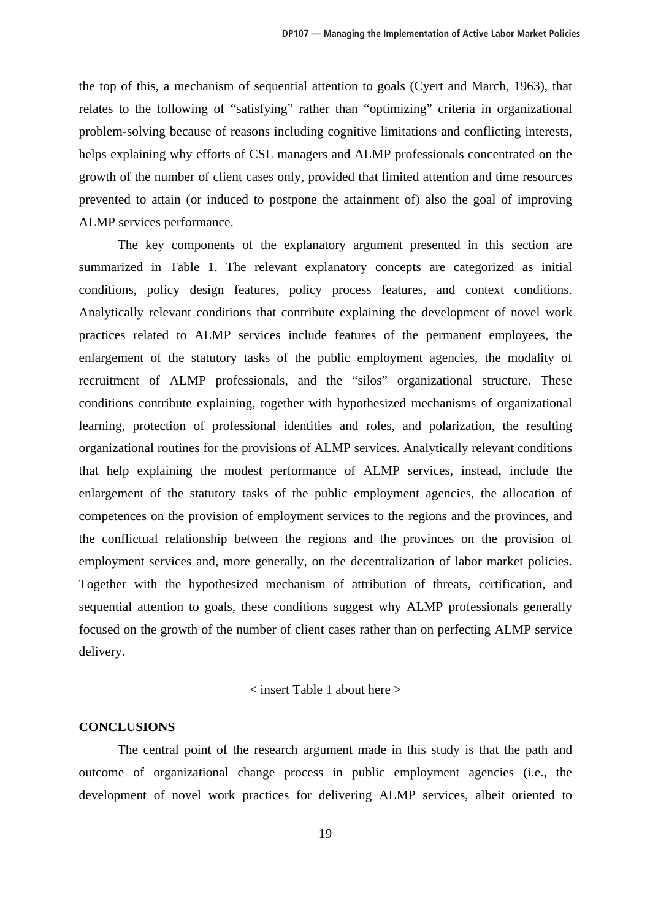the top of this, a mechanism of sequential attention to goals (Cyert and March, 1963), that relates to the following of "satisfying" rather than "optimizing" criteria in organizational problem-solving because of reasons including cognitive limitations and conflicting interests, helps explaining why efforts of CSL managers and ALMP professionals concentrated on the growth of the number of client cases only, provided that limited attention and time resources prevented to attain (or induced to postpone the attainment of) also the goal of improving ALMP services performance.

The key components of the explanatory argument presented in this section are summarized in Table 1. The relevant explanatory concepts are categorized as initial conditions, policy design features, policy process features, and context conditions. Analytically relevant conditions that contribute explaining the development of novel work practices related to ALMP services include features of the permanent employees, the enlargement of the statutory tasks of the public employment agencies, the modality of recruitment of ALMP professionals, and the "silos" organizational structure. These conditions contribute explaining, together with hypothesized mechanisms of organizational learning, protection of professional identities and roles, and polarization, the resulting organizational routines for the provisions of ALMP services. Analytically relevant conditions that help explaining the modest performance of ALMP services, instead, include the enlargement of the statutory tasks of the public employment agencies, the allocation of competences on the provision of employment services to the regions and the provinces, and the conflictual relationship between the regions and the provinces on the provision of employment services and, more generally, on the decentralization of labor market policies. Together with the hypothesized mechanism of attribution of threats, certification, and sequential attention to goals, these conditions suggest why ALMP professionals generally focused on the growth of the number of client cases rather than on perfecting ALMP service delivery.

< insert Table 1 about here >

## CONCLUSIONS

The central point of the research argument made in this study is that the path and outcome of organizational change process in public employment agencies (i.e., the development of novel work practices for delivering ALMP services, albeit oriented to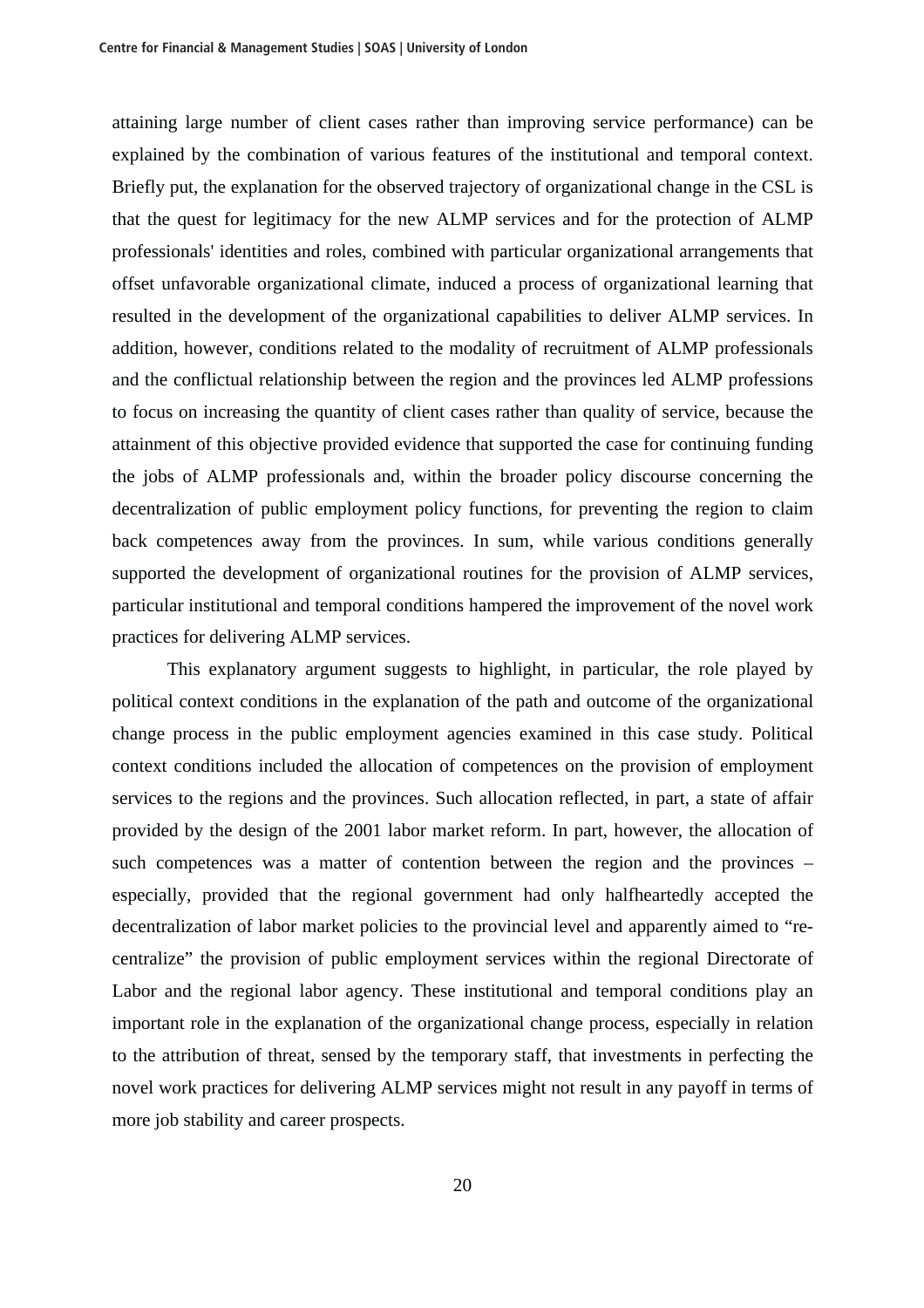attaining large number of client cases rather than improving service performance) can be explained by the combination of various features of the institutional and temporal context. Briefly put, the explanation for the observed trajectory of organizational change in the CSL is that the quest for legitimacy for the new ALMP services and for the protection of ALMP professionals' identities and roles, combined with particular organizational arrangements that offset unfavorable organizational climate, induced a process of organizational learning that resulted in the development of the organizational capabilities to deliver ALMP services. In addition, however, conditions related to the modality of recruitment of ALMP professionals and the conflictual relationship between the region and the provinces led ALMP professions to focus on increasing the quantity of client cases rather than quality of service, because the attainment of this objective provided evidence that supported the case for continuing funding the jobs of ALMP professionals and, within the broader policy discourse concerning the decentralization of public employment policy functions, for preventing the region to claim back competences away from the provinces. In sum, while various conditions generally supported the development of organizational routines for the provision of ALMP services, particular institutional and temporal conditions hampered the improvement of the novel work practices for delivering ALMP services.

This explanatory argument suggests to highlight, in particular, the role played by political context conditions in the explanation of the path and outcome of the organizational change process in the public employment agencies examined in this case study. Political context conditions included the allocation of competences on the provision of employment services to the regions and the provinces. Such allocation reflected, in part, a state of affair provided by the design of the 2001 labor market reform. In part, however, the allocation of such competences was a matter of contention between the region and the provinces – especially, provided that the regional government had only halfheartedly accepted the decentralization of labor market policies to the provincial level and apparently aimed to "re-centralize" the provision of public employment services within the regional Directorate of Labor and the regional labor agency. These institutional and temporal conditions play an important role in the explanation of the organizational change process, especially in relation to the attribution of threat, sensed by the temporary staff, that investments in perfecting the novel work practices for delivering ALMP services might not result in any payoff in terms of more job stability and career prospects.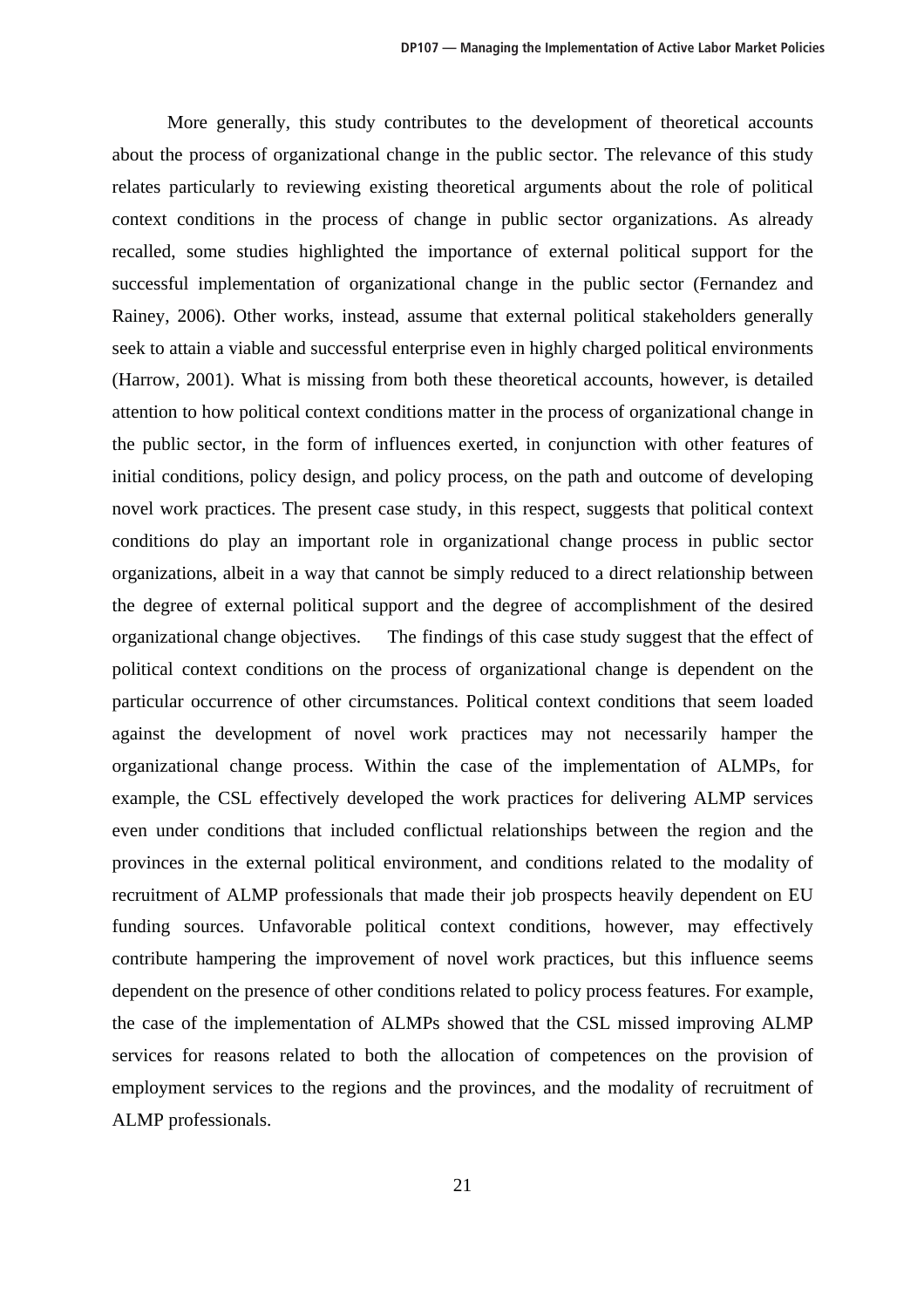More generally, this study contributes to the development of theoretical accounts about the process of organizational change in the public sector. The relevance of this study relates particularly to reviewing existing theoretical arguments about the role of political context conditions in the process of change in public sector organizations. As already recalled, some studies highlighted the importance of external political support for the successful implementation of organizational change in the public sector (Fernandez and Rainey, 2006). Other works, instead, assume that external political stakeholders generally seek to attain a viable and successful enterprise even in highly charged political environments (Harrow, 2001). What is missing from both these theoretical accounts, however, is detailed attention to how political context conditions matter in the process of organizational change in the public sector, in the form of influences exerted, in conjunction with other features of initial conditions, policy design, and policy process, on the path and outcome of developing novel work practices. The present case study, in this respect, suggests that political context conditions do play an important role in organizational change process in public sector organizations, albeit in a way that cannot be simply reduced to a direct relationship between the degree of external political support and the degree of accomplishment of the desired organizational change objectives. The findings of this case study suggest that the effect of political context conditions on the process of organizational change is dependent on the particular occurrence of other circumstances. Political context conditions that seem loaded against the development of novel work practices may not necessarily hamper the organizational change process. Within the case of the implementation of ALMPs, for example, the CSL effectively developed the work practices for delivering ALMP services even under conditions that included conflictual relationships between the region and the provinces in the external political environment, and conditions related to the modality of recruitment of ALMP professionals that made their job prospects heavily dependent on EU funding sources. Unfavorable political context conditions, however, may effectively contribute hampering the improvement of novel work practices, but this influence seems dependent on the presence of other conditions related to policy process features. For example, the case of the implementation of ALMPs showed that the CSL missed improving ALMP services for reasons related to both the allocation of competences on the provision of employment services to the regions and the provinces, and the modality of recruitment of ALMP professionals.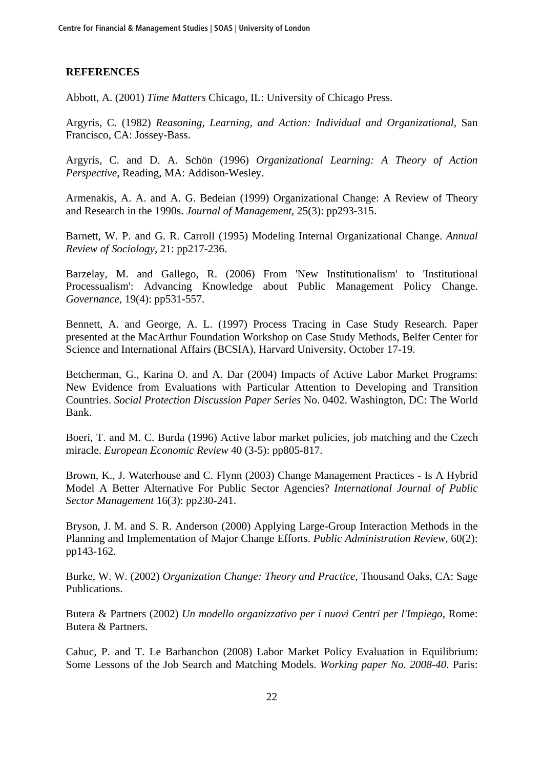**REFERENCES**

Abbott, A. (2001) *Time Matters* Chicago, IL: University of Chicago Press.

Argyris, C. (1982) *Reasoning, Learning, and Action: Individual and Organizational,* San Francisco, CA: Jossey-Bass.

Argyris, C. and D. A. Schön (1996) *Organizational Learning: A Theory of Action Perspective,* Reading, MA: Addison-Wesley.

Armenakis, A. A. and A. G. Bedeian (1999) Organizational Change: A Review of Theory and Research in the 1990s. *Journal of Management*, 25(3): pp293-315.

Barnett, W. P. and G. R. Carroll (1995) Modeling Internal Organizational Change. *Annual Review of Sociology*, 21: pp217-236.

Barzelay, M. and Gallego, R. (2006) From 'New Institutionalism' to 'Institutional Processualism': Advancing Knowledge about Public Management Policy Change. *Governance*, 19(4): pp531-557.

Bennett, A. and George, A. L. (1997) Process Tracing in Case Study Research. Paper presented at the MacArthur Foundation Workshop on Case Study Methods, Belfer Center for Science and International Affairs (BCSIA), Harvard University, October 17-19.

Betcherman, G., Karina O. and A. Dar (2004) Impacts of Active Labor Market Programs: New Evidence from Evaluations with Particular Attention to Developing and Transition Countries. *Social Protection Discussion Paper Series* No. 0402. Washington, DC: The World Bank.

Boeri, T. and M. C. Burda (1996) Active labor market policies, job matching and the Czech miracle. *European Economic Review* 40 (3-5): pp805-817.

Brown, K., J. Waterhouse and C. Flynn (2003) Change Management Practices - Is A Hybrid Model A Better Alternative For Public Sector Agencies? *International Journal of Public Sector Management* 16(3): pp230-241.

Bryson, J. M. and S. R. Anderson (2000) Applying Large-Group Interaction Methods in the Planning and Implementation of Major Change Efforts. *Public Administration Review,* 60(2): pp143-162.

Burke, W. W. (2002) *Organization Change: Theory and Practice,* Thousand Oaks, CA: Sage Publications.

Butera & Partners (2002) *Un modello organizzativo per i nuovi Centri per l'Impiego,* Rome: Butera & Partners.

Cahuc, P. and T. Le Barbanchon (2008) Labor Market Policy Evaluation in Equilibrium: Some Lessons of the Job Search and Matching Models. *Working paper No. 2008-40*. Paris: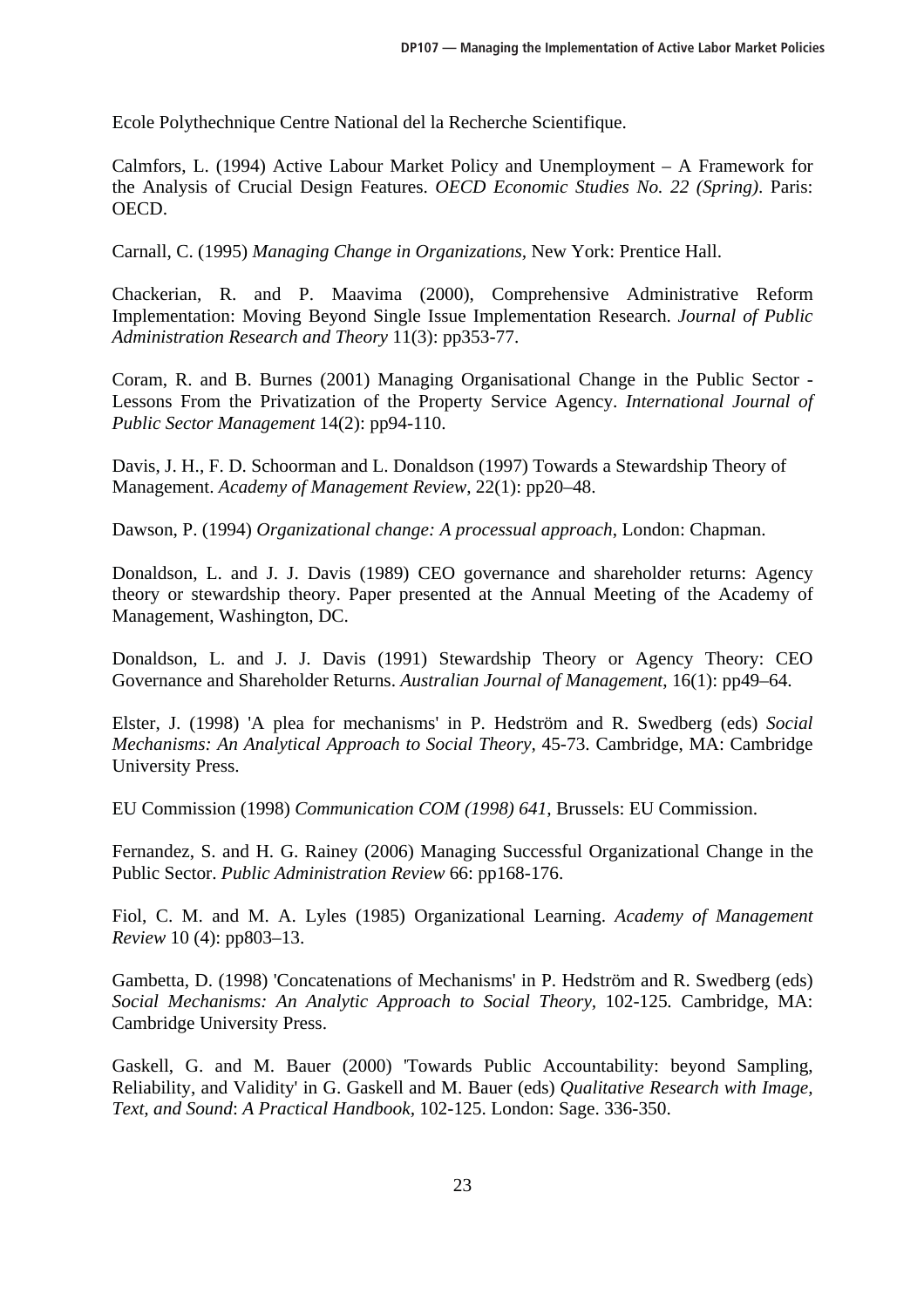Ecole Polythechnique Centre National del la Recherche Scientifique.

Calmfors, L. (1994) Active Labour Market Policy and Unemployment – A Framework for the Analysis of Crucial Design Features. *OECD Economic Studies No. 22 (Spring)*. Paris: OECD.

Carnall, C. (1995) *Managing Change in Organizations*, New York: Prentice Hall.

Chackerian, R. and P. Maavima (2000), Comprehensive Administrative Reform Implementation: Moving Beyond Single Issue Implementation Research. *Journal of Public Administration Research and Theory* 11(3): pp353-77.

Coram, R. and B. Burnes (2001) Managing Organisational Change in the Public Sector - Lessons From the Privatization of the Property Service Agency. *International Journal of Public Sector Management* 14(2): pp94-110.

Davis, J. H., F. D. Schoorman and L. Donaldson (1997) Towards a Stewardship Theory of Management. *Academy of Management Review*, 22(1): pp20–48.

Dawson, P. (1994) *Organizational change: A processual approach*, London: Chapman.

Donaldson, L. and J. J. Davis (1989) CEO governance and shareholder returns: Agency theory or stewardship theory. Paper presented at the Annual Meeting of the Academy of Management, Washington, DC.

Donaldson, L. and J. J. Davis (1991) Stewardship Theory or Agency Theory: CEO Governance and Shareholder Returns. *Australian Journal of Management*, 16(1): pp49–64.

Elster, J. (1998) 'A plea for mechanisms' in P. Hedström and R. Swedberg (eds) *Social Mechanisms: An Analytical Approach to Social Theory,* 45-73. Cambridge, MA: Cambridge University Press.

EU Commission (1998) *Communication COM (1998) 641*, Brussels: EU Commission.

Fernandez, S. and H. G. Rainey (2006) Managing Successful Organizational Change in the Public Sector. *Public Administration Review* 66: pp168-176.

Fiol, C. M. and M. A. Lyles (1985) Organizational Learning. *Academy of Management Review* 10 (4): pp803–13.

Gambetta, D. (1998) 'Concatenations of Mechanisms' in P. Hedström and R. Swedberg (eds) *Social Mechanisms: An Analytic Approach to Social Theory,* 102-125. Cambridge, MA: Cambridge University Press.

Gaskell, G. and M. Bauer (2000) 'Towards Public Accountability: beyond Sampling, Reliability, and Validity' in G. Gaskell and M. Bauer (eds) *Qualitative Research with Image, Text, and Sound*: *A Practical Handbook,* 102-125. London: Sage. 336-350.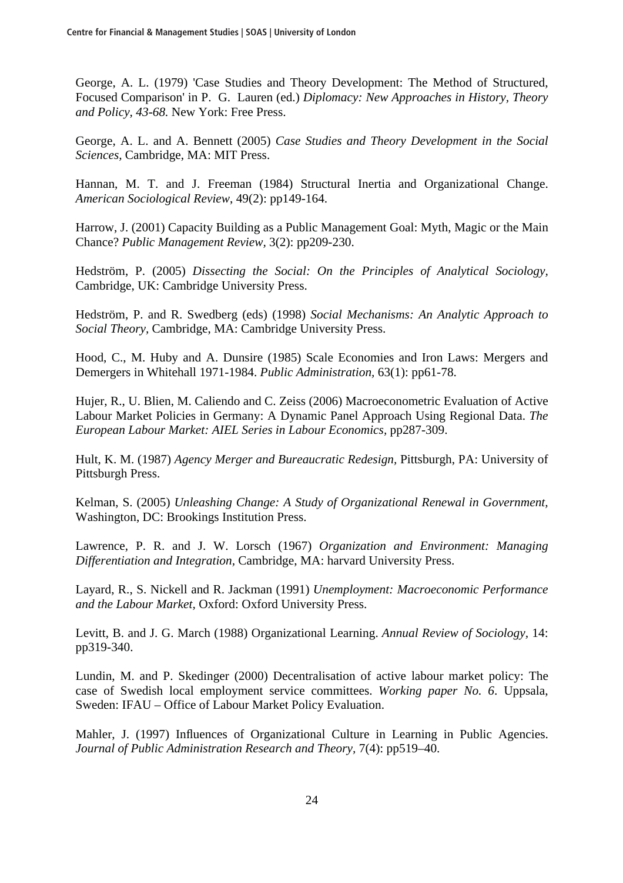George, A. L. (1979) 'Case Studies and Theory Development: The Method of Structured, Focused Comparison' in P. G. Lauren (ed.) *Diplomacy: New Approaches in History, Theory and Policy, 43-68.* New York: Free Press.

George, A. L. and A. Bennett (2005) *Case Studies and Theory Development in the Social Sciences,* Cambridge, MA: MIT Press.

Hannan, M. T. and J. Freeman (1984) Structural Inertia and Organizational Change. *American Sociological Review*, 49(2): pp149-164.

Harrow, J. (2001) Capacity Building as a Public Management Goal: Myth, Magic or the Main Chance? *Public Management Review*, 3(2): pp209-230.

Hedström, P. (2005) *Dissecting the Social: On the Principles of Analytical Sociology,* Cambridge, UK: Cambridge University Press.

Hedström, P. and R. Swedberg (eds) (1998) *Social Mechanisms: An Analytic Approach to Social Theory,* Cambridge, MA: Cambridge University Press.

Hood, C., M. Huby and A. Dunsire (1985) Scale Economies and Iron Laws: Mergers and Demergers in Whitehall 1971-1984. *Public Administration,* 63(1): pp61-78.

Hujer, R., U. Blien, M. Caliendo and C. Zeiss (2006) Macroeconometric Evaluation of Active Labour Market Policies in Germany: A Dynamic Panel Approach Using Regional Data. *The European Labour Market: AIEL Series in Labour Economics*, pp287-309.

Hult, K. M. (1987) *Agency Merger and Bureaucratic Redesign,* Pittsburgh, PA: University of Pittsburgh Press.

Kelman, S. (2005) *Unleashing Change: A Study of Organizational Renewal in Government,* Washington, DC: Brookings Institution Press.

Lawrence, P. R. and J. W. Lorsch (1967) *Organization and Environment: Managing Differentiation and Integration,* Cambridge, MA: harvard University Press.

Layard, R., S. Nickell and R. Jackman (1991) *Unemployment: Macroeconomic Performance and the Labour Market,* Oxford: Oxford University Press.

Levitt, B. and J. G. March (1988) Organizational Learning. *Annual Review of Sociology,* 14: pp319-340.

Lundin, M. and P. Skedinger (2000) Decentralisation of active labour market policy: The case of Swedish local employment service committees. *Working paper No. 6*. Uppsala, Sweden: IFAU – Office of Labour Market Policy Evaluation.

Mahler, J. (1997) Influences of Organizational Culture in Learning in Public Agencies. *Journal of Public Administration Research and Theory,* 7(4): pp519–40.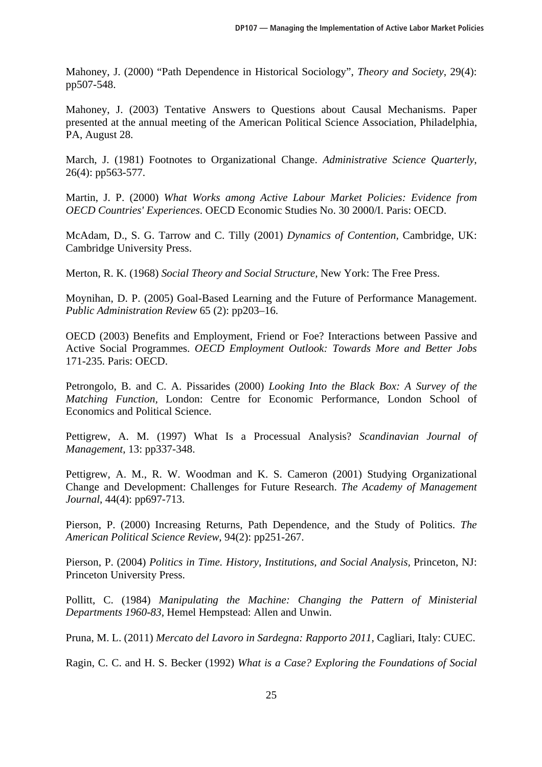Mahoney, J. (2000) "Path Dependence in Historical Sociology", *Theory and Society*, 29(4): pp507-548.

Mahoney, J. (2003) Tentative Answers to Questions about Causal Mechanisms. Paper presented at the annual meeting of the American Political Science Association, Philadelphia, PA, August 28.

March, J. (1981) Footnotes to Organizational Change. *Administrative Science Quarterly*, 26(4): pp563-577.

Martin, J. P. (2000) *What Works among Active Labour Market Policies: Evidence from OECD Countries' Experiences*. OECD Economic Studies No. 30 2000/I. Paris: OECD.

McAdam, D., S. G. Tarrow and C. Tilly (2001) *Dynamics of Contention*, Cambridge, UK: Cambridge University Press.

Merton, R. K. (1968) *Social Theory and Social Structure*, New York: The Free Press.

Moynihan, D. P. (2005) Goal-Based Learning and the Future of Performance Management. *Public Administration Review* 65 (2): pp203–16.

OECD (2003) Benefits and Employment, Friend or Foe? Interactions between Passive and Active Social Programmes. *OECD Employment Outlook: Towards More and Better Jobs* 171-235. Paris: OECD.

Petrongolo, B. and C. A. Pissarides (2000) *Looking Into the Black Box: A Survey of the Matching Function*, London: Centre for Economic Performance, London School of Economics and Political Science.

Pettigrew, A. M. (1997) What Is a Processual Analysis? *Scandinavian Journal of Management*, 13: pp337-348.

Pettigrew, A. M., R. W. Woodman and K. S. Cameron (2001) Studying Organizational Change and Development: Challenges for Future Research. *The Academy of Management Journal*, 44(4): pp697-713.

Pierson, P. (2000) Increasing Returns, Path Dependence, and the Study of Politics. *The American Political Science Review*, 94(2): pp251-267.

Pierson, P. (2004) *Politics in Time. History, Institutions, and Social Analysis*, Princeton, NJ: Princeton University Press.

Pollitt, C. (1984) *Manipulating the Machine: Changing the Pattern of Ministerial Departments 1960-83*, Hemel Hempstead: Allen and Unwin.

Pruna, M. L. (2011) *Mercato del Lavoro in Sardegna: Rapporto 2011*, Cagliari, Italy: CUEC.

Ragin, C. C. and H. S. Becker (1992) *What is a Case? Exploring the Foundations of Social*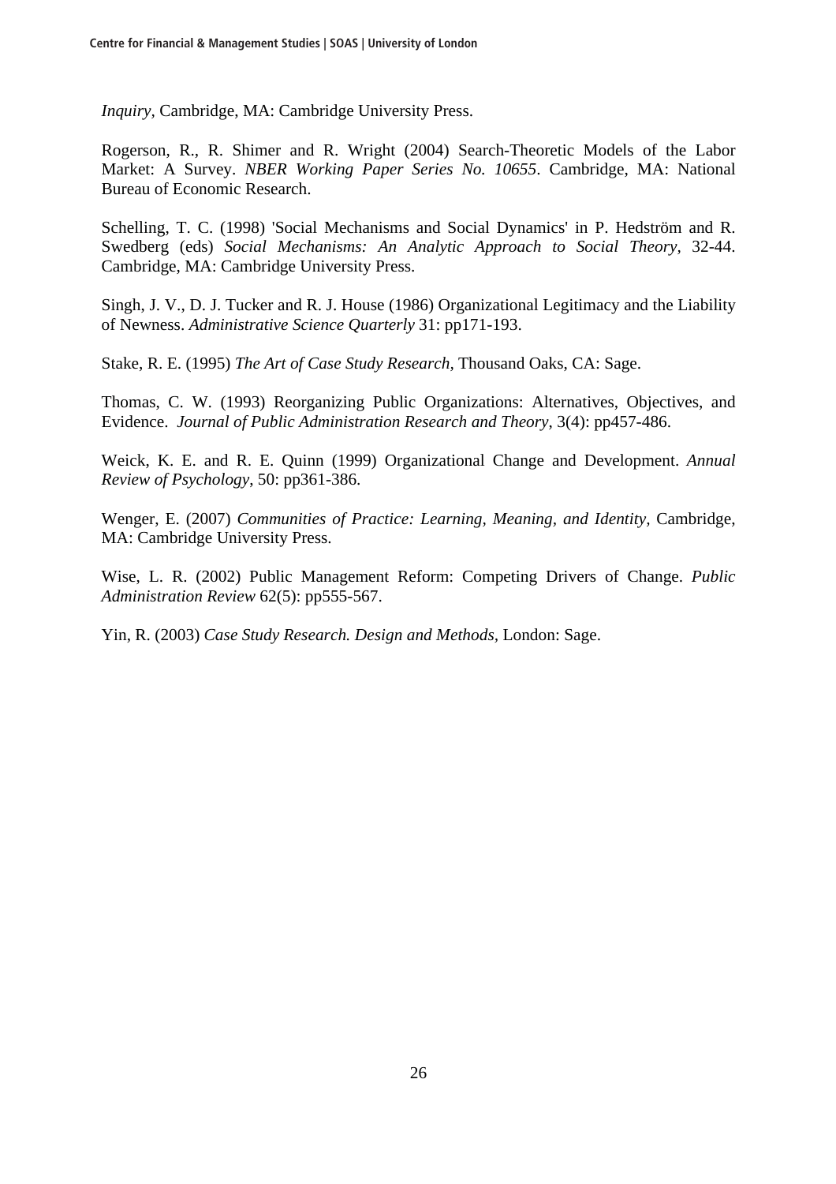*Inquiry*, Cambridge, MA: Cambridge University Press.

Rogerson, R., R. Shimer and R. Wright (2004) Search-Theoretic Models of the Labor Market: A Survey. *NBER Working Paper Series No. 10655*. Cambridge, MA: National Bureau of Economic Research.

Schelling, T. C. (1998) 'Social Mechanisms and Social Dynamics' in P. Hedström and R. Swedberg (eds) *Social Mechanisms: An Analytic Approach to Social Theory*, 32-44. Cambridge, MA: Cambridge University Press.

Singh, J. V., D. J. Tucker and R. J. House (1986) Organizational Legitimacy and the Liability of Newness. *Administrative Science Quarterly* 31: pp171-193.

Stake, R. E. (1995) *The Art of Case Study Research*, Thousand Oaks, CA: Sage.

Thomas, C. W. (1993) Reorganizing Public Organizations: Alternatives, Objectives, and Evidence. *Journal of Public Administration Research and Theory*, 3(4): pp457-486.

Weick, K. E. and R. E. Quinn (1999) Organizational Change and Development. *Annual Review of Psychology*, 50: pp361-386.

Wenger, E. (2007) *Communities of Practice: Learning, Meaning, and Identity,* Cambridge, MA: Cambridge University Press.

Wise, L. R. (2002) Public Management Reform: Competing Drivers of Change. *Public Administration Review* 62(5): pp555-567.

Yin, R. (2003) *Case Study Research. Design and Methods*, London: Sage.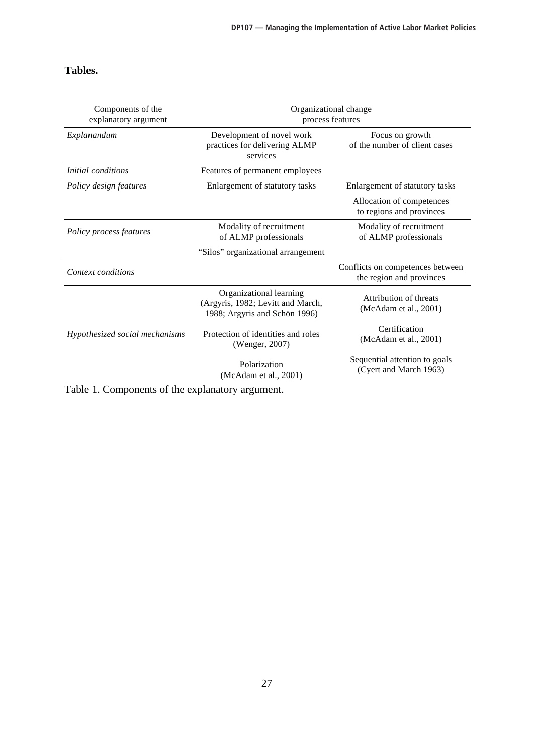**Tables.**

| Components of the explanatory argument | Organizational change process features | |
|---|---|---|
| *Explanandum* | Development of novel work practices for delivering ALMP services | Focus on growth of the number of client cases |
| *Initial conditions* | Features of permanent employees | |
| *Policy design features* | Enlargement of statutory tasks | Enlargement of statutory tasks |
| | | Allocation of competences to regions and provinces |
| *Policy process features* | Modality of recruitment of ALMP professionals | Modality of recruitment of ALMP professionals |
| | "Silos" organizational arrangement | |
| *Context conditions* | | Conflicts on competences between the region and provinces |
| *Hypothesized social mechanisms* | Organizational learning (Argyris, 1982; Levitt and March, 1988; Argyris and Schön 1996) | Attribution of threats (McAdam et al., 2001) |
| | Protection of identities and roles (Wenger, 2007) | Certification (McAdam et al., 2001) |
| | Polarization (McAdam et al., 2001) | Sequential attention to goals (Cyert and March 1963) |

Table 1. Components of the explanatory argument.